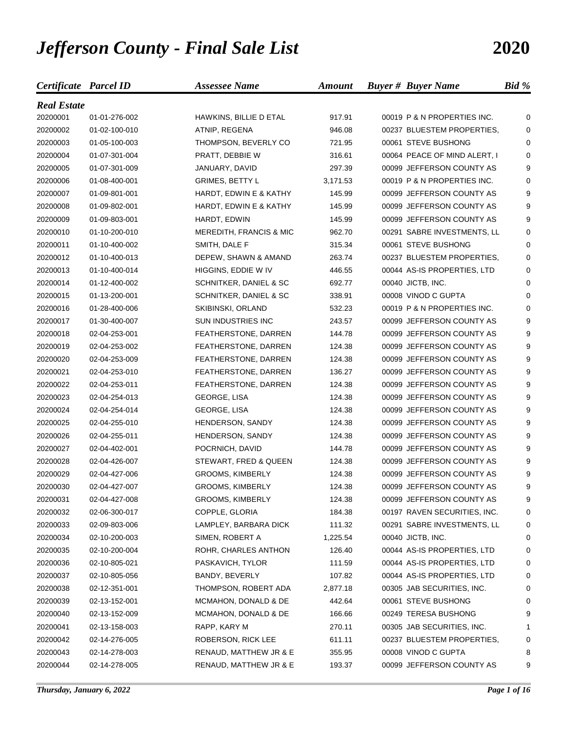# *Jefferson County - Final Sale List* **2020**

| *Certificate* | *Parcel ID* | *Assessee Name* | *Amount* | *Buyer #* | *Buyer Name* | *Bid %* |
|---|---|---|---|---|---|---|
| ***Real Estate*** | | | | | | |
| 20200001 | 01-01-276-002 | HAWKINS, BILLIE D ETAL | 917.91 | 00019 | P & N PROPERTIES INC. | 0 |
| 20200002 | 01-02-100-010 | ATNIP, REGENA | 946.08 | 00237 | BLUESTEM PROPERTIES, | 0 |
| 20200003 | 01-05-100-003 | THOMPSON, BEVERLY CO | 721.95 | 00061 | STEVE BUSHONG | 0 |
| 20200004 | 01-07-301-004 | PRATT, DEBBIE W | 316.61 | 00064 | PEACE OF MIND ALERT, I | 0 |
| 20200005 | 01-07-301-009 | JANUARY, DAVID | 297.39 | 00099 | JEFFERSON COUNTY AS | 9 |
| 20200006 | 01-08-400-001 | GRIMES, BETTY L | 3,171.53 | 00019 | P & N PROPERTIES INC. | 0 |
| 20200007 | 01-09-801-001 | HARDT, EDWIN E & KATHY | 145.99 | 00099 | JEFFERSON COUNTY AS | 9 |
| 20200008 | 01-09-802-001 | HARDT, EDWIN E & KATHY | 145.99 | 00099 | JEFFERSON COUNTY AS | 9 |
| 20200009 | 01-09-803-001 | HARDT, EDWIN | 145.99 | 00099 | JEFFERSON COUNTY AS | 9 |
| 20200010 | 01-10-200-010 | MEREDITH, FRANCIS & MIC | 962.70 | 00291 | SABRE INVESTMENTS, LL | 0 |
| 20200011 | 01-10-400-002 | SMITH, DALE F | 315.34 | 00061 | STEVE BUSHONG | 0 |
| 20200012 | 01-10-400-013 | DEPEW, SHAWN & AMAND | 263.74 | 00237 | BLUESTEM PROPERTIES, | 0 |
| 20200013 | 01-10-400-014 | HIGGINS, EDDIE W IV | 446.55 | 00044 | AS-IS PROPERTIES, LTD | 0 |
| 20200014 | 01-12-400-002 | SCHNITKER, DANIEL & SC | 692.77 | 00040 | JICTB, INC. | 0 |
| 20200015 | 01-13-200-001 | SCHNITKER, DANIEL & SC | 338.91 | 00008 | VINOD C GUPTA | 0 |
| 20200016 | 01-28-400-006 | SKIBINSKI, ORLAND | 532.23 | 00019 | P & N PROPERTIES INC. | 0 |
| 20200017 | 01-30-400-007 | SUN INDUSTRIES INC | 243.57 | 00099 | JEFFERSON COUNTY AS | 9 |
| 20200018 | 02-04-253-001 | FEATHERSTONE, DARREN | 144.78 | 00099 | JEFFERSON COUNTY AS | 9 |
| 20200019 | 02-04-253-002 | FEATHERSTONE, DARREN | 124.38 | 00099 | JEFFERSON COUNTY AS | 9 |
| 20200020 | 02-04-253-009 | FEATHERSTONE, DARREN | 124.38 | 00099 | JEFFERSON COUNTY AS | 9 |
| 20200021 | 02-04-253-010 | FEATHERSTONE, DARREN | 136.27 | 00099 | JEFFERSON COUNTY AS | 9 |
| 20200022 | 02-04-253-011 | FEATHERSTONE, DARREN | 124.38 | 00099 | JEFFERSON COUNTY AS | 9 |
| 20200023 | 02-04-254-013 | GEORGE, LISA | 124.38 | 00099 | JEFFERSON COUNTY AS | 9 |
| 20200024 | 02-04-254-014 | GEORGE, LISA | 124.38 | 00099 | JEFFERSON COUNTY AS | 9 |
| 20200025 | 02-04-255-010 | HENDERSON, SANDY | 124.38 | 00099 | JEFFERSON COUNTY AS | 9 |
| 20200026 | 02-04-255-011 | HENDERSON, SANDY | 124.38 | 00099 | JEFFERSON COUNTY AS | 9 |
| 20200027 | 02-04-402-001 | POCRNICH, DAVID | 144.78 | 00099 | JEFFERSON COUNTY AS | 9 |
| 20200028 | 02-04-426-007 | STEWART, FRED & QUEEN | 124.38 | 00099 | JEFFERSON COUNTY AS | 9 |
| 20200029 | 02-04-427-006 | GROOMS, KIMBERLY | 124.38 | 00099 | JEFFERSON COUNTY AS | 9 |
| 20200030 | 02-04-427-007 | GROOMS, KIMBERLY | 124.38 | 00099 | JEFFERSON COUNTY AS | 9 |
| 20200031 | 02-04-427-008 | GROOMS, KIMBERLY | 124.38 | 00099 | JEFFERSON COUNTY AS | 9 |
| 20200032 | 02-06-300-017 | COPPLE, GLORIA | 184.38 | 00197 | RAVEN SECURITIES, INC. | 0 |
| 20200033 | 02-09-803-006 | LAMPLEY, BARBARA DICK | 111.32 | 00291 | SABRE INVESTMENTS, LL | 0 |
| 20200034 | 02-10-200-003 | SIMEN, ROBERT A | 1,225.54 | 00040 | JICTB, INC. | 0 |
| 20200035 | 02-10-200-004 | ROHR, CHARLES ANTHON | 126.40 | 00044 | AS-IS PROPERTIES, LTD | 0 |
| 20200036 | 02-10-805-021 | PASKAVICH, TYLOR | 111.59 | 00044 | AS-IS PROPERTIES, LTD | 0 |
| 20200037 | 02-10-805-056 | BANDY, BEVERLY | 107.82 | 00044 | AS-IS PROPERTIES, LTD | 0 |
| 20200038 | 02-12-351-001 | THOMPSON, ROBERT ADA | 2,877.18 | 00305 | JAB SECURITIES, INC. | 0 |
| 20200039 | 02-13-152-001 | MCMAHON, DONALD & DE | 442.64 | 00061 | STEVE BUSHONG | 0 |
| 20200040 | 02-13-152-009 | MCMAHON, DONALD & DE | 166.66 | 00249 | TERESA BUSHONG | 9 |
| 20200041 | 02-13-158-003 | RAPP, KARY M | 270.11 | 00305 | JAB SECURITIES, INC. | 1 |
| 20200042 | 02-14-276-005 | ROBERSON, RICK LEE | 611.11 | 00237 | BLUESTEM PROPERTIES, | 0 |
| 20200043 | 02-14-278-003 | RENAUD, MATTHEW JR & E | 355.95 | 00008 | VINOD C GUPTA | 8 |
| 20200044 | 02-14-278-005 | RENAUD, MATTHEW JR & E | 193.37 | 00099 | JEFFERSON COUNTY AS | 9 |

*Thursday, January 6, 2022*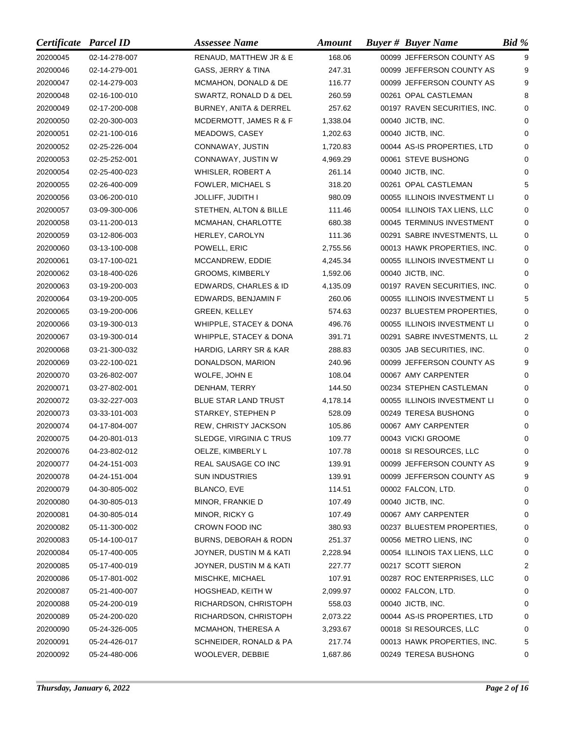| Certificate | Parcel ID | Assessee Name | Amount | Buyer # | Buyer Name | Bid % |
|---|---|---|---|---|---|---|
| 20200045 | 02-14-278-007 | RENAUD, MATTHEW JR & E | 168.06 | 00099 | JEFFERSON COUNTY AS | 9 |
| 20200046 | 02-14-279-001 | GASS, JERRY & TINA | 247.31 | 00099 | JEFFERSON COUNTY AS | 9 |
| 20200047 | 02-14-279-003 | MCMAHON, DONALD & DE | 116.77 | 00099 | JEFFERSON COUNTY AS | 9 |
| 20200048 | 02-16-100-010 | SWARTZ, RONALD D & DEL | 260.59 | 00261 | OPAL CASTLEMAN | 8 |
| 20200049 | 02-17-200-008 | BURNEY, ANITA & DERREL | 257.62 | 00197 | RAVEN SECURITIES, INC. | 0 |
| 20200050 | 02-20-300-003 | MCDERMOTT, JAMES R & F | 1,338.04 | 00040 | JICTB, INC. | 0 |
| 20200051 | 02-21-100-016 | MEADOWS, CASEY | 1,202.63 | 00040 | JICTB, INC. | 0 |
| 20200052 | 02-25-226-004 | CONNAWAY, JUSTIN | 1,720.83 | 00044 | AS-IS PROPERTIES, LTD | 0 |
| 20200053 | 02-25-252-001 | CONNAWAY, JUSTIN W | 4,969.29 | 00061 | STEVE BUSHONG | 0 |
| 20200054 | 02-25-400-023 | WHISLER, ROBERT A | 261.14 | 00040 | JICTB, INC. | 0 |
| 20200055 | 02-26-400-009 | FOWLER, MICHAEL S | 318.20 | 00261 | OPAL CASTLEMAN | 5 |
| 20200056 | 03-06-200-010 | JOLLIFF, JUDITH I | 980.09 | 00055 | ILLINOIS INVESTMENT LI | 0 |
| 20200057 | 03-09-300-006 | STETHEN, ALTON & BILLE | 111.46 | 00054 | ILLINOIS TAX LIENS, LLC | 0 |
| 20200058 | 03-11-200-013 | MCMAHAN, CHARLOTTE | 680.38 | 00045 | TERMINUS INVESTMENT | 0 |
| 20200059 | 03-12-806-003 | HERLEY, CAROLYN | 111.36 | 00291 | SABRE INVESTMENTS, LL | 0 |
| 20200060 | 03-13-100-008 | POWELL, ERIC | 2,755.56 | 00013 | HAWK PROPERTIES, INC. | 0 |
| 20200061 | 03-17-100-021 | MCCANDREW, EDDIE | 4,245.34 | 00055 | ILLINOIS INVESTMENT LI | 0 |
| 20200062 | 03-18-400-026 | GROOMS, KIMBERLY | 1,592.06 | 00040 | JICTB, INC. | 0 |
| 20200063 | 03-19-200-003 | EDWARDS, CHARLES & ID | 4,135.09 | 00197 | RAVEN SECURITIES, INC. | 0 |
| 20200064 | 03-19-200-005 | EDWARDS, BENJAMIN F | 260.06 | 00055 | ILLINOIS INVESTMENT LI | 5 |
| 20200065 | 03-19-200-006 | GREEN, KELLEY | 574.63 | 00237 | BLUESTEM PROPERTIES, | 0 |
| 20200066 | 03-19-300-013 | WHIPPLE, STACEY & DONA | 496.76 | 00055 | ILLINOIS INVESTMENT LI | 0 |
| 20200067 | 03-19-300-014 | WHIPPLE, STACEY & DONA | 391.71 | 00291 | SABRE INVESTMENTS, LL | 2 |
| 20200068 | 03-21-300-032 | HARDIG, LARRY SR & KAR | 288.83 | 00305 | JAB SECURITIES, INC. | 0 |
| 20200069 | 03-22-100-021 | DONALDSON, MARION | 240.96 | 00099 | JEFFERSON COUNTY AS | 9 |
| 20200070 | 03-26-802-007 | WOLFE, JOHN E | 108.04 | 00067 | AMY CARPENTER | 0 |
| 20200071 | 03-27-802-001 | DENHAM, TERRY | 144.50 | 00234 | STEPHEN CASTLEMAN | 0 |
| 20200072 | 03-32-227-003 | BLUE STAR LAND TRUST | 4,178.14 | 00055 | ILLINOIS INVESTMENT LI | 0 |
| 20200073 | 03-33-101-003 | STARKEY, STEPHEN P | 528.09 | 00249 | TERESA BUSHONG | 0 |
| 20200074 | 04-17-804-007 | REW, CHRISTY JACKSON | 105.86 | 00067 | AMY CARPENTER | 0 |
| 20200075 | 04-20-801-013 | SLEDGE, VIRGINIA C TRUS | 109.77 | 00043 | VICKI GROOME | 0 |
| 20200076 | 04-23-802-012 | OELZE, KIMBERLY L | 107.78 | 00018 | SI RESOURCES, LLC | 0 |
| 20200077 | 04-24-151-003 | REAL SAUSAGE CO INC | 139.91 | 00099 | JEFFERSON COUNTY AS | 9 |
| 20200078 | 04-24-151-004 | SUN INDUSTRIES | 139.91 | 00099 | JEFFERSON COUNTY AS | 9 |
| 20200079 | 04-30-805-002 | BLANCO, EVE | 114.51 | 00002 | FALCON, LTD. | 0 |
| 20200080 | 04-30-805-013 | MINOR, FRANKIE D | 107.49 | 00040 | JICTB, INC. | 0 |
| 20200081 | 04-30-805-014 | MINOR, RICKY G | 107.49 | 00067 | AMY CARPENTER | 0 |
| 20200082 | 05-11-300-002 | CROWN FOOD INC | 380.93 | 00237 | BLUESTEM PROPERTIES, | 0 |
| 20200083 | 05-14-100-017 | BURNS, DEBORAH & RODN | 251.37 | 00056 | METRO LIENS, INC | 0 |
| 20200084 | 05-17-400-005 | JOYNER, DUSTIN M & KATI | 2,228.94 | 00054 | ILLINOIS TAX LIENS, LLC | 0 |
| 20200085 | 05-17-400-019 | JOYNER, DUSTIN M & KATI | 227.77 | 00217 | SCOTT SIERON | 2 |
| 20200086 | 05-17-801-002 | MISCHKE, MICHAEL | 107.91 | 00287 | ROC ENTERPRISES, LLC | 0 |
| 20200087 | 05-21-400-007 | HOGSHEAD, KEITH W | 2,099.97 | 00002 | FALCON, LTD. | 0 |
| 20200088 | 05-24-200-019 | RICHARDSON, CHRISTOPH | 558.03 | 00040 | JICTB, INC. | 0 |
| 20200089 | 05-24-200-020 | RICHARDSON, CHRISTOPH | 2,073.22 | 00044 | AS-IS PROPERTIES, LTD | 0 |
| 20200090 | 05-24-326-005 | MCMAHON, THERESA A | 3,293.67 | 00018 | SI RESOURCES, LLC | 0 |
| 20200091 | 05-24-426-017 | SCHNEIDER, RONALD & PA | 217.74 | 00013 | HAWK PROPERTIES, INC. | 5 |
| 20200092 | 05-24-480-006 | WOOLEVER, DEBBIE | 1,687.86 | 00249 | TERESA BUSHONG | 0 |

*Thursday, January 6, 2022*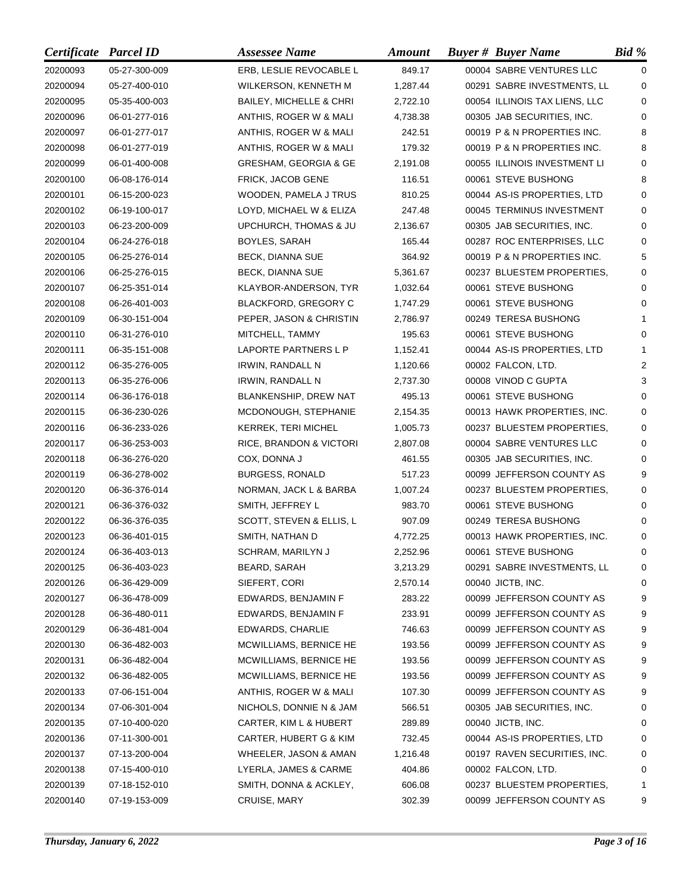| *Certificate* | *Parcel ID* | *Assessee Name* | *Amount* | *Buyer #* | *Buyer Name* | *Bid %* |
|---|---|---|---|---|---|---|
| 20200093 | 05-27-300-009 | ERB, LESLIE REVOCABLE L | 849.17 | 00004 | SABRE VENTURES LLC | 0 |
| 20200094 | 05-27-400-010 | WILKERSON, KENNETH M | 1,287.44 | 00291 | SABRE INVESTMENTS, LL | 0 |
| 20200095 | 05-35-400-003 | BAILEY, MICHELLE & CHRI | 2,722.10 | 00054 | ILLINOIS TAX LIENS, LLC | 0 |
| 20200096 | 06-01-277-016 | ANTHIS, ROGER W & MALI | 4,738.38 | 00305 | JAB SECURITIES, INC. | 0 |
| 20200097 | 06-01-277-017 | ANTHIS, ROGER W & MALI | 242.51 | 00019 | P & N PROPERTIES INC. | 8 |
| 20200098 | 06-01-277-019 | ANTHIS, ROGER W & MALI | 179.32 | 00019 | P & N PROPERTIES INC. | 8 |
| 20200099 | 06-01-400-008 | GRESHAM, GEORGIA & GE | 2,191.08 | 00055 | ILLINOIS INVESTMENT LI | 0 |
| 20200100 | 06-08-176-014 | FRICK, JACOB GENE | 116.51 | 00061 | STEVE BUSHONG | 8 |
| 20200101 | 06-15-200-023 | WOODEN, PAMELA J TRUS | 810.25 | 00044 | AS-IS PROPERTIES, LTD | 0 |
| 20200102 | 06-19-100-017 | LOYD, MICHAEL W & ELIZA | 247.48 | 00045 | TERMINUS INVESTMENT | 0 |
| 20200103 | 06-23-200-009 | UPCHURCH, THOMAS & JU | 2,136.67 | 00305 | JAB SECURITIES, INC. | 0 |
| 20200104 | 06-24-276-018 | BOYLES, SARAH | 165.44 | 00287 | ROC ENTERPRISES, LLC | 0 |
| 20200105 | 06-25-276-014 | BECK, DIANNA SUE | 364.92 | 00019 | P & N PROPERTIES INC. | 5 |
| 20200106 | 06-25-276-015 | BECK, DIANNA SUE | 5,361.67 | 00237 | BLUESTEM PROPERTIES, | 0 |
| 20200107 | 06-25-351-014 | KLAYBOR-ANDERSON, TYR | 1,032.64 | 00061 | STEVE BUSHONG | 0 |
| 20200108 | 06-26-401-003 | BLACKFORD, GREGORY C | 1,747.29 | 00061 | STEVE BUSHONG | 0 |
| 20200109 | 06-30-151-004 | PEPER, JASON & CHRISTIN | 2,786.97 | 00249 | TERESA BUSHONG | 1 |
| 20200110 | 06-31-276-010 | MITCHELL, TAMMY | 195.63 | 00061 | STEVE BUSHONG | 0 |
| 20200111 | 06-35-151-008 | LAPORTE PARTNERS L P | 1,152.41 | 00044 | AS-IS PROPERTIES, LTD | 1 |
| 20200112 | 06-35-276-005 | IRWIN, RANDALL N | 1,120.66 | 00002 | FALCON, LTD. | 2 |
| 20200113 | 06-35-276-006 | IRWIN, RANDALL N | 2,737.30 | 00008 | VINOD C GUPTA | 3 |
| 20200114 | 06-36-176-018 | BLANKENSHIP, DREW NAT | 495.13 | 00061 | STEVE BUSHONG | 0 |
| 20200115 | 06-36-230-026 | MCDONOUGH, STEPHANIE | 2,154.35 | 00013 | HAWK PROPERTIES, INC. | 0 |
| 20200116 | 06-36-233-026 | KERREK, TERI MICHEL | 1,005.73 | 00237 | BLUESTEM PROPERTIES, | 0 |
| 20200117 | 06-36-253-003 | RICE, BRANDON & VICTORI | 2,807.08 | 00004 | SABRE VENTURES LLC | 0 |
| 20200118 | 06-36-276-020 | COX, DONNA J | 461.55 | 00305 | JAB SECURITIES, INC. | 0 |
| 20200119 | 06-36-278-002 | BURGESS, RONALD | 517.23 | 00099 | JEFFERSON COUNTY AS | 9 |
| 20200120 | 06-36-376-014 | NORMAN, JACK L & BARBA | 1,007.24 | 00237 | BLUESTEM PROPERTIES, | 0 |
| 20200121 | 06-36-376-032 | SMITH, JEFFREY L | 983.70 | 00061 | STEVE BUSHONG | 0 |
| 20200122 | 06-36-376-035 | SCOTT, STEVEN & ELLIS, L | 907.09 | 00249 | TERESA BUSHONG | 0 |
| 20200123 | 06-36-401-015 | SMITH, NATHAN D | 4,772.25 | 00013 | HAWK PROPERTIES, INC. | 0 |
| 20200124 | 06-36-403-013 | SCHRAM, MARILYN J | 2,252.96 | 00061 | STEVE BUSHONG | 0 |
| 20200125 | 06-36-403-023 | BEARD, SARAH | 3,213.29 | 00291 | SABRE INVESTMENTS, LL | 0 |
| 20200126 | 06-36-429-009 | SIEFERT, CORI | 2,570.14 | 00040 | JICTB, INC. | 0 |
| 20200127 | 06-36-478-009 | EDWARDS, BENJAMIN F | 283.22 | 00099 | JEFFERSON COUNTY AS | 9 |
| 20200128 | 06-36-480-011 | EDWARDS, BENJAMIN F | 233.91 | 00099 | JEFFERSON COUNTY AS | 9 |
| 20200129 | 06-36-481-004 | EDWARDS, CHARLIE | 746.63 | 00099 | JEFFERSON COUNTY AS | 9 |
| 20200130 | 06-36-482-003 | MCWILLIAMS, BERNICE HE | 193.56 | 00099 | JEFFERSON COUNTY AS | 9 |
| 20200131 | 06-36-482-004 | MCWILLIAMS, BERNICE HE | 193.56 | 00099 | JEFFERSON COUNTY AS | 9 |
| 20200132 | 06-36-482-005 | MCWILLIAMS, BERNICE HE | 193.56 | 00099 | JEFFERSON COUNTY AS | 9 |
| 20200133 | 07-06-151-004 | ANTHIS, ROGER W & MALI | 107.30 | 00099 | JEFFERSON COUNTY AS | 9 |
| 20200134 | 07-06-301-004 | NICHOLS, DONNIE N & JAM | 566.51 | 00305 | JAB SECURITIES, INC. | 0 |
| 20200135 | 07-10-400-020 | CARTER, KIM L & HUBERT | 289.89 | 00040 | JICTB, INC. | 0 |
| 20200136 | 07-11-300-001 | CARTER, HUBERT G & KIM | 732.45 | 00044 | AS-IS PROPERTIES, LTD | 0 |
| 20200137 | 07-13-200-004 | WHEELER, JASON & AMAN | 1,216.48 | 00197 | RAVEN SECURITIES, INC. | 0 |
| 20200138 | 07-15-400-010 | LYERLA, JAMES & CARME | 404.86 | 00002 | FALCON, LTD. | 0 |
| 20200139 | 07-18-152-010 | SMITH, DONNA & ACKLEY, | 606.08 | 00237 | BLUESTEM PROPERTIES, | 1 |
| 20200140 | 07-19-153-009 | CRUISE, MARY | 302.39 | 00099 | JEFFERSON COUNTY AS | 9 |

*Thursday, January 6, 2022*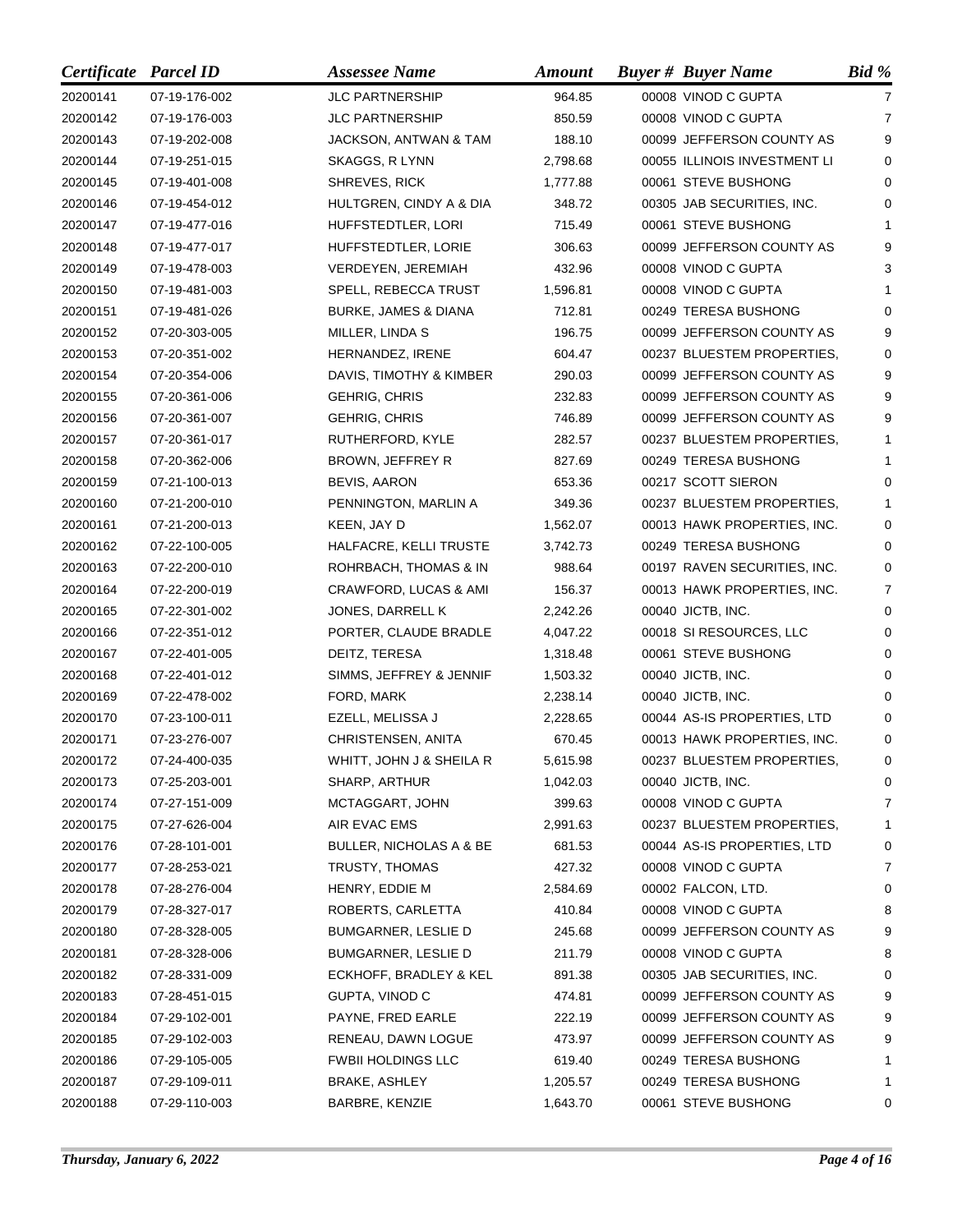| Certificate | Parcel ID | Assessee Name | Amount | Buyer # | Buyer Name | Bid % |
|---|---|---|---|---|---|---|
| 20200141 | 07-19-176-002 | JLC PARTNERSHIP | 964.85 | 00008 | VINOD C GUPTA | 7 |
| 20200142 | 07-19-176-003 | JLC PARTNERSHIP | 850.59 | 00008 | VINOD C GUPTA | 7 |
| 20200143 | 07-19-202-008 | JACKSON, ANTWAN & TAM | 188.10 | 00099 | JEFFERSON COUNTY AS | 9 |
| 20200144 | 07-19-251-015 | SKAGGS, R LYNN | 2,798.68 | 00055 | ILLINOIS INVESTMENT LI | 0 |
| 20200145 | 07-19-401-008 | SHREVES, RICK | 1,777.88 | 00061 | STEVE BUSHONG | 0 |
| 20200146 | 07-19-454-012 | HULTGREN, CINDY A & DIA | 348.72 | 00305 | JAB SECURITIES, INC. | 0 |
| 20200147 | 07-19-477-016 | HUFFSTEDTLER, LORI | 715.49 | 00061 | STEVE BUSHONG | 1 |
| 20200148 | 07-19-477-017 | HUFFSTEDTLER, LORIE | 306.63 | 00099 | JEFFERSON COUNTY AS | 9 |
| 20200149 | 07-19-478-003 | VERDEYEN, JEREMIAH | 432.96 | 00008 | VINOD C GUPTA | 3 |
| 20200150 | 07-19-481-003 | SPELL, REBECCA TRUST | 1,596.81 | 00008 | VINOD C GUPTA | 1 |
| 20200151 | 07-19-481-026 | BURKE, JAMES & DIANA | 712.81 | 00249 | TERESA BUSHONG | 0 |
| 20200152 | 07-20-303-005 | MILLER, LINDA S | 196.75 | 00099 | JEFFERSON COUNTY AS | 9 |
| 20200153 | 07-20-351-002 | HERNANDEZ, IRENE | 604.47 | 00237 | BLUESTEM PROPERTIES, | 0 |
| 20200154 | 07-20-354-006 | DAVIS, TIMOTHY & KIMBER | 290.03 | 00099 | JEFFERSON COUNTY AS | 9 |
| 20200155 | 07-20-361-006 | GEHRIG, CHRIS | 232.83 | 00099 | JEFFERSON COUNTY AS | 9 |
| 20200156 | 07-20-361-007 | GEHRIG, CHRIS | 746.89 | 00099 | JEFFERSON COUNTY AS | 9 |
| 20200157 | 07-20-361-017 | RUTHERFORD, KYLE | 282.57 | 00237 | BLUESTEM PROPERTIES, | 1 |
| 20200158 | 07-20-362-006 | BROWN, JEFFREY R | 827.69 | 00249 | TERESA BUSHONG | 1 |
| 20200159 | 07-21-100-013 | BEVIS, AARON | 653.36 | 00217 | SCOTT SIERON | 0 |
| 20200160 | 07-21-200-010 | PENNINGTON, MARLIN A | 349.36 | 00237 | BLUESTEM PROPERTIES, | 1 |
| 20200161 | 07-21-200-013 | KEEN, JAY D | 1,562.07 | 00013 | HAWK PROPERTIES, INC. | 0 |
| 20200162 | 07-22-100-005 | HALFACRE, KELLI TRUSTE | 3,742.73 | 00249 | TERESA BUSHONG | 0 |
| 20200163 | 07-22-200-010 | ROHRBACH, THOMAS & IN | 988.64 | 00197 | RAVEN SECURITIES, INC. | 0 |
| 20200164 | 07-22-200-019 | CRAWFORD, LUCAS & AMI | 156.37 | 00013 | HAWK PROPERTIES, INC. | 7 |
| 20200165 | 07-22-301-002 | JONES, DARRELL K | 2,242.26 | 00040 | JICTB, INC. | 0 |
| 20200166 | 07-22-351-012 | PORTER, CLAUDE BRADLE | 4,047.22 | 00018 | SI RESOURCES, LLC | 0 |
| 20200167 | 07-22-401-005 | DEITZ, TERESA | 1,318.48 | 00061 | STEVE BUSHONG | 0 |
| 20200168 | 07-22-401-012 | SIMMS, JEFFREY & JENNIF | 1,503.32 | 00040 | JICTB, INC. | 0 |
| 20200169 | 07-22-478-002 | FORD, MARK | 2,238.14 | 00040 | JICTB, INC. | 0 |
| 20200170 | 07-23-100-011 | EZELL, MELISSA J | 2,228.65 | 00044 | AS-IS PROPERTIES, LTD | 0 |
| 20200171 | 07-23-276-007 | CHRISTENSEN, ANITA | 670.45 | 00013 | HAWK PROPERTIES, INC. | 0 |
| 20200172 | 07-24-400-035 | WHITT, JOHN J & SHEILA R | 5,615.98 | 00237 | BLUESTEM PROPERTIES, | 0 |
| 20200173 | 07-25-203-001 | SHARP, ARTHUR | 1,042.03 | 00040 | JICTB, INC. | 0 |
| 20200174 | 07-27-151-009 | MCTAGGART, JOHN | 399.63 | 00008 | VINOD C GUPTA | 7 |
| 20200175 | 07-27-626-004 | AIR EVAC EMS | 2,991.63 | 00237 | BLUESTEM PROPERTIES, | 1 |
| 20200176 | 07-28-101-001 | BULLER, NICHOLAS A & BE | 681.53 | 00044 | AS-IS PROPERTIES, LTD | 0 |
| 20200177 | 07-28-253-021 | TRUSTY, THOMAS | 427.32 | 00008 | VINOD C GUPTA | 7 |
| 20200178 | 07-28-276-004 | HENRY, EDDIE M | 2,584.69 | 00002 | FALCON, LTD. | 0 |
| 20200179 | 07-28-327-017 | ROBERTS, CARLETTA | 410.84 | 00008 | VINOD C GUPTA | 8 |
| 20200180 | 07-28-328-005 | BUMGARNER, LESLIE D | 245.68 | 00099 | JEFFERSON COUNTY AS | 9 |
| 20200181 | 07-28-328-006 | BUMGARNER, LESLIE D | 211.79 | 00008 | VINOD C GUPTA | 8 |
| 20200182 | 07-28-331-009 | ECKHOFF, BRADLEY & KEL | 891.38 | 00305 | JAB SECURITIES, INC. | 0 |
| 20200183 | 07-28-451-015 | GUPTA, VINOD C | 474.81 | 00099 | JEFFERSON COUNTY AS | 9 |
| 20200184 | 07-29-102-001 | PAYNE, FRED EARLE | 222.19 | 00099 | JEFFERSON COUNTY AS | 9 |
| 20200185 | 07-29-102-003 | RENEAU, DAWN LOGUE | 473.97 | 00099 | JEFFERSON COUNTY AS | 9 |
| 20200186 | 07-29-105-005 | FWBII HOLDINGS LLC | 619.40 | 00249 | TERESA BUSHONG | 1 |
| 20200187 | 07-29-109-011 | BRAKE, ASHLEY | 1,205.57 | 00249 | TERESA BUSHONG | 1 |
| 20200188 | 07-29-110-003 | BARBRE, KENZIE | 1,643.70 | 00061 | STEVE BUSHONG | 0 |

*Thursday, January 6, 2022*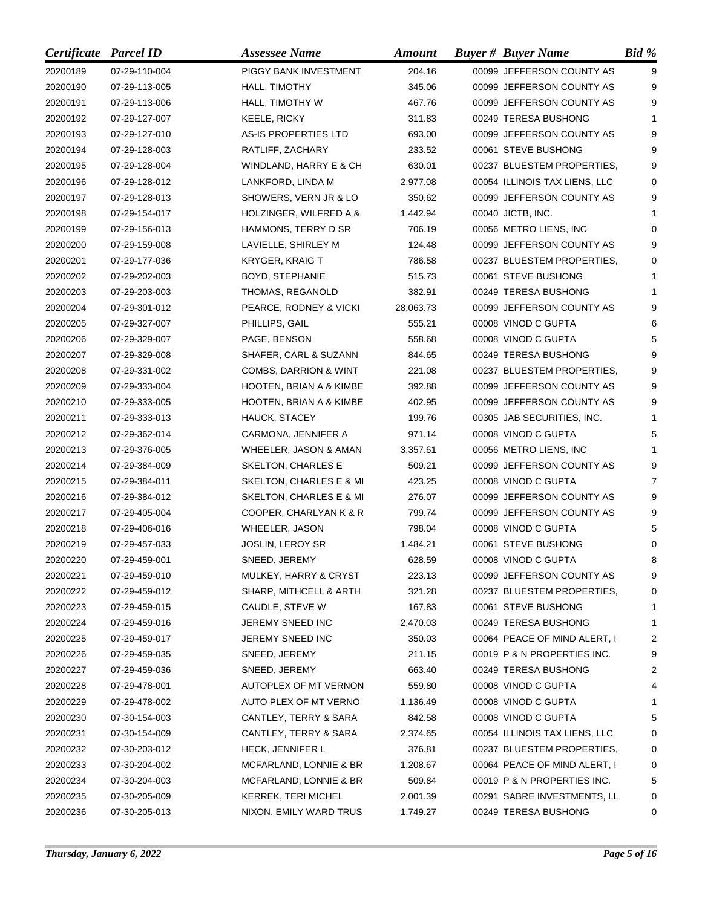| Certificate | Parcel ID | Assessee Name | Amount | Buyer # | Buyer Name | Bid % |
|---|---|---|---|---|---|---|
| 20200189 | 07-29-110-004 | PIGGY BANK INVESTMENT | 204.16 | 00099 | JEFFERSON COUNTY AS | 9 |
| 20200190 | 07-29-113-005 | HALL, TIMOTHY | 345.06 | 00099 | JEFFERSON COUNTY AS | 9 |
| 20200191 | 07-29-113-006 | HALL, TIMOTHY W | 467.76 | 00099 | JEFFERSON COUNTY AS | 9 |
| 20200192 | 07-29-127-007 | KEELE, RICKY | 311.83 | 00249 | TERESA BUSHONG | 1 |
| 20200193 | 07-29-127-010 | AS-IS PROPERTIES LTD | 693.00 | 00099 | JEFFERSON COUNTY AS | 9 |
| 20200194 | 07-29-128-003 | RATLIFF, ZACHARY | 233.52 | 00061 | STEVE BUSHONG | 9 |
| 20200195 | 07-29-128-004 | WINDLAND, HARRY E & CH | 630.01 | 00237 | BLUESTEM PROPERTIES, | 9 |
| 20200196 | 07-29-128-012 | LANKFORD, LINDA M | 2,977.08 | 00054 | ILLINOIS TAX LIENS, LLC | 0 |
| 20200197 | 07-29-128-013 | SHOWERS, VERN JR & LO | 350.62 | 00099 | JEFFERSON COUNTY AS | 9 |
| 20200198 | 07-29-154-017 | HOLZINGER, WILFRED A & | 1,442.94 | 00040 | JICTB, INC. | 1 |
| 20200199 | 07-29-156-013 | HAMMONS, TERRY D SR | 706.19 | 00056 | METRO LIENS, INC | 0 |
| 20200200 | 07-29-159-008 | LAVIELLE, SHIRLEY M | 124.48 | 00099 | JEFFERSON COUNTY AS | 9 |
| 20200201 | 07-29-177-036 | KRYGER, KRAIG T | 786.58 | 00237 | BLUESTEM PROPERTIES, | 0 |
| 20200202 | 07-29-202-003 | BOYD, STEPHANIE | 515.73 | 00061 | STEVE BUSHONG | 1 |
| 20200203 | 07-29-203-003 | THOMAS, REGANOLD | 382.91 | 00249 | TERESA BUSHONG | 1 |
| 20200204 | 07-29-301-012 | PEARCE, RODNEY & VICKI | 28,063.73 | 00099 | JEFFERSON COUNTY AS | 9 |
| 20200205 | 07-29-327-007 | PHILLIPS, GAIL | 555.21 | 00008 | VINOD C GUPTA | 6 |
| 20200206 | 07-29-329-007 | PAGE, BENSON | 558.68 | 00008 | VINOD C GUPTA | 5 |
| 20200207 | 07-29-329-008 | SHAFER, CARL & SUZANN | 844.65 | 00249 | TERESA BUSHONG | 9 |
| 20200208 | 07-29-331-002 | COMBS, DARRION & WINT | 221.08 | 00237 | BLUESTEM PROPERTIES, | 9 |
| 20200209 | 07-29-333-004 | HOOTEN, BRIAN A & KIMBE | 392.88 | 00099 | JEFFERSON COUNTY AS | 9 |
| 20200210 | 07-29-333-005 | HOOTEN, BRIAN A & KIMBE | 402.95 | 00099 | JEFFERSON COUNTY AS | 9 |
| 20200211 | 07-29-333-013 | HAUCK, STACEY | 199.76 | 00305 | JAB SECURITIES, INC. | 1 |
| 20200212 | 07-29-362-014 | CARMONA, JENNIFER A | 971.14 | 00008 | VINOD C GUPTA | 5 |
| 20200213 | 07-29-376-005 | WHEELER, JASON & AMAN | 3,357.61 | 00056 | METRO LIENS, INC | 1 |
| 20200214 | 07-29-384-009 | SKELTON, CHARLES E | 509.21 | 00099 | JEFFERSON COUNTY AS | 9 |
| 20200215 | 07-29-384-011 | SKELTON, CHARLES E & MI | 423.25 | 00008 | VINOD C GUPTA | 7 |
| 20200216 | 07-29-384-012 | SKELTON, CHARLES E & MI | 276.07 | 00099 | JEFFERSON COUNTY AS | 9 |
| 20200217 | 07-29-405-004 | COOPER, CHARLYAN K & R | 799.74 | 00099 | JEFFERSON COUNTY AS | 9 |
| 20200218 | 07-29-406-016 | WHEELER, JASON | 798.04 | 00008 | VINOD C GUPTA | 5 |
| 20200219 | 07-29-457-033 | JOSLIN, LEROY SR | 1,484.21 | 00061 | STEVE BUSHONG | 0 |
| 20200220 | 07-29-459-001 | SNEED, JEREMY | 628.59 | 00008 | VINOD C GUPTA | 8 |
| 20200221 | 07-29-459-010 | MULKEY, HARRY & CRYST | 223.13 | 00099 | JEFFERSON COUNTY AS | 9 |
| 20200222 | 07-29-459-012 | SHARP, MITHCELL & ARTH | 321.28 | 00237 | BLUESTEM PROPERTIES, | 0 |
| 20200223 | 07-29-459-015 | CAUDLE, STEVE W | 167.83 | 00061 | STEVE BUSHONG | 1 |
| 20200224 | 07-29-459-016 | JEREMY SNEED INC | 2,470.03 | 00249 | TERESA BUSHONG | 1 |
| 20200225 | 07-29-459-017 | JEREMY SNEED INC | 350.03 | 00064 | PEACE OF MIND ALERT, I | 2 |
| 20200226 | 07-29-459-035 | SNEED, JEREMY | 211.15 | 00019 | P & N PROPERTIES INC. | 9 |
| 20200227 | 07-29-459-036 | SNEED, JEREMY | 663.40 | 00249 | TERESA BUSHONG | 2 |
| 20200228 | 07-29-478-001 | AUTOPLEX OF MT VERNON | 559.80 | 00008 | VINOD C GUPTA | 4 |
| 20200229 | 07-29-478-002 | AUTO PLEX OF MT VERNO | 1,136.49 | 00008 | VINOD C GUPTA | 1 |
| 20200230 | 07-30-154-003 | CANTLEY, TERRY & SARA | 842.58 | 00008 | VINOD C GUPTA | 5 |
| 20200231 | 07-30-154-009 | CANTLEY, TERRY & SARA | 2,374.65 | 00054 | ILLINOIS TAX LIENS, LLC | 0 |
| 20200232 | 07-30-203-012 | HECK, JENNIFER L | 376.81 | 00237 | BLUESTEM PROPERTIES, | 0 |
| 20200233 | 07-30-204-002 | MCFARLAND, LONNIE & BR | 1,208.67 | 00064 | PEACE OF MIND ALERT, I | 0 |
| 20200234 | 07-30-204-003 | MCFARLAND, LONNIE & BR | 509.84 | 00019 | P & N PROPERTIES INC. | 5 |
| 20200235 | 07-30-205-009 | KERREK, TERI MICHEL | 2,001.39 | 00291 | SABRE INVESTMENTS, LL | 0 |
| 20200236 | 07-30-205-013 | NIXON, EMILY WARD TRUS | 1,749.27 | 00249 | TERESA BUSHONG | 0 |

*Thursday, January 6, 2022*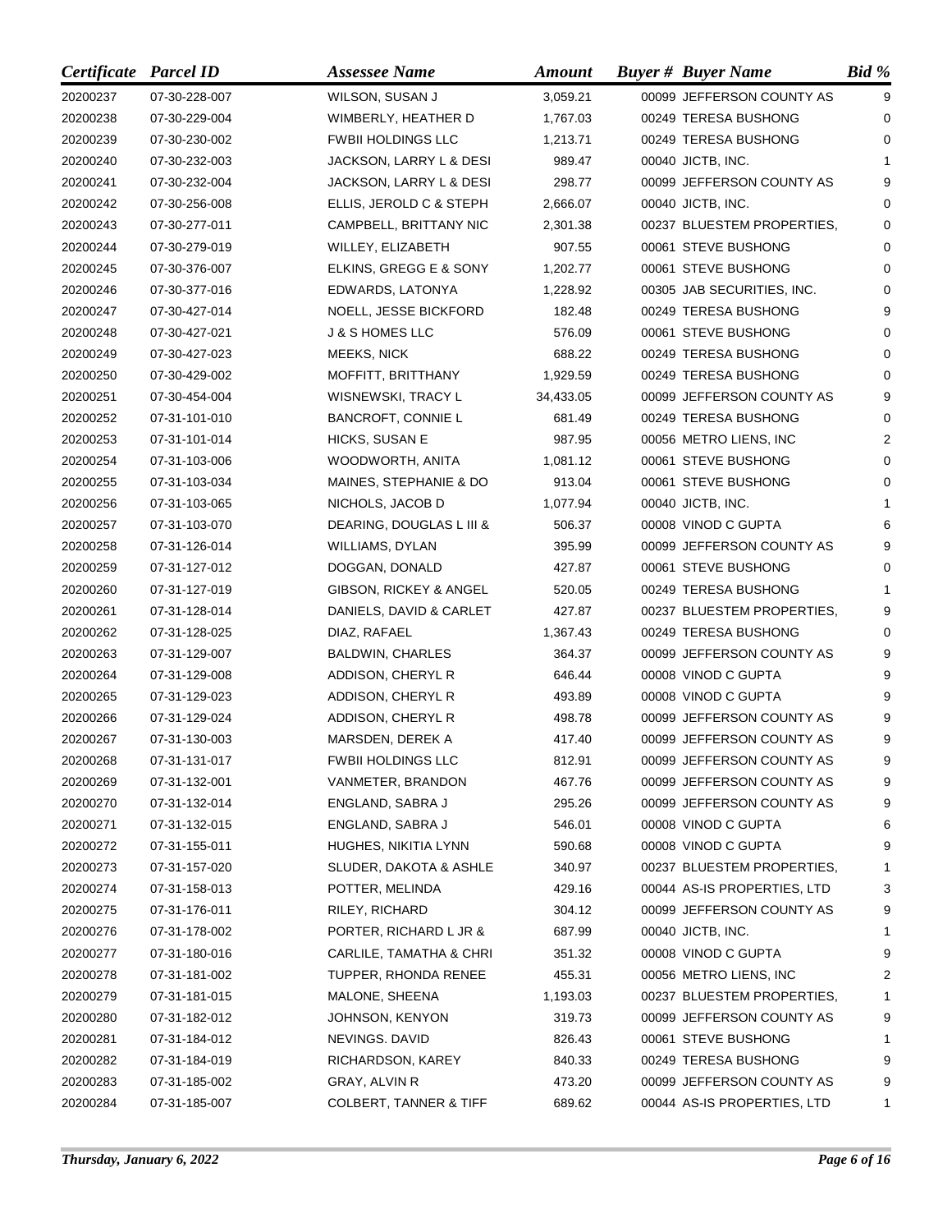| Certificate | Parcel ID | Assessee Name | Amount | Buyer # | Buyer Name | Bid % |
|---|---|---|---|---|---|---|
| 20200237 | 07-30-228-007 | WILSON, SUSAN J | 3,059.21 | 00099 | JEFFERSON COUNTY AS | 9 |
| 20200238 | 07-30-229-004 | WIMBERLY, HEATHER D | 1,767.03 | 00249 | TERESA BUSHONG | 0 |
| 20200239 | 07-30-230-002 | FWBII HOLDINGS LLC | 1,213.71 | 00249 | TERESA BUSHONG | 0 |
| 20200240 | 07-30-232-003 | JACKSON, LARRY L & DESI | 989.47 | 00040 | JICTB, INC. | 1 |
| 20200241 | 07-30-232-004 | JACKSON, LARRY L & DESI | 298.77 | 00099 | JEFFERSON COUNTY AS | 9 |
| 20200242 | 07-30-256-008 | ELLIS, JEROLD C & STEPH | 2,666.07 | 00040 | JICTB, INC. | 0 |
| 20200243 | 07-30-277-011 | CAMPBELL, BRITTANY NIC | 2,301.38 | 00237 | BLUESTEM PROPERTIES, | 0 |
| 20200244 | 07-30-279-019 | WILLEY, ELIZABETH | 907.55 | 00061 | STEVE BUSHONG | 0 |
| 20200245 | 07-30-376-007 | ELKINS, GREGG E & SONY | 1,202.77 | 00061 | STEVE BUSHONG | 0 |
| 20200246 | 07-30-377-016 | EDWARDS, LATONYA | 1,228.92 | 00305 | JAB SECURITIES, INC. | 0 |
| 20200247 | 07-30-427-014 | NOELL, JESSE BICKFORD | 182.48 | 00249 | TERESA BUSHONG | 9 |
| 20200248 | 07-30-427-021 | J & S HOMES LLC | 576.09 | 00061 | STEVE BUSHONG | 0 |
| 20200249 | 07-30-427-023 | MEEKS, NICK | 688.22 | 00249 | TERESA BUSHONG | 0 |
| 20200250 | 07-30-429-002 | MOFFITT, BRITTHANY | 1,929.59 | 00249 | TERESA BUSHONG | 0 |
| 20200251 | 07-30-454-004 | WISNEWSKI, TRACY L | 34,433.05 | 00099 | JEFFERSON COUNTY AS | 9 |
| 20200252 | 07-31-101-010 | BANCROFT, CONNIE L | 681.49 | 00249 | TERESA BUSHONG | 0 |
| 20200253 | 07-31-101-014 | HICKS, SUSAN E | 987.95 | 00056 | METRO LIENS, INC | 2 |
| 20200254 | 07-31-103-006 | WOODWORTH, ANITA | 1,081.12 | 00061 | STEVE BUSHONG | 0 |
| 20200255 | 07-31-103-034 | MAINES, STEPHANIE & DO | 913.04 | 00061 | STEVE BUSHONG | 0 |
| 20200256 | 07-31-103-065 | NICHOLS, JACOB D | 1,077.94 | 00040 | JICTB, INC. | 1 |
| 20200257 | 07-31-103-070 | DEARING, DOUGLAS L III & | 506.37 | 00008 | VINOD C GUPTA | 6 |
| 20200258 | 07-31-126-014 | WILLIAMS, DYLAN | 395.99 | 00099 | JEFFERSON COUNTY AS | 9 |
| 20200259 | 07-31-127-012 | DOGGAN, DONALD | 427.87 | 00061 | STEVE BUSHONG | 0 |
| 20200260 | 07-31-127-019 | GIBSON, RICKEY & ANGEL | 520.05 | 00249 | TERESA BUSHONG | 1 |
| 20200261 | 07-31-128-014 | DANIELS, DAVID & CARLET | 427.87 | 00237 | BLUESTEM PROPERTIES, | 9 |
| 20200262 | 07-31-128-025 | DIAZ, RAFAEL | 1,367.43 | 00249 | TERESA BUSHONG | 0 |
| 20200263 | 07-31-129-007 | BALDWIN, CHARLES | 364.37 | 00099 | JEFFERSON COUNTY AS | 9 |
| 20200264 | 07-31-129-008 | ADDISON, CHERYL R | 646.44 | 00008 | VINOD C GUPTA | 9 |
| 20200265 | 07-31-129-023 | ADDISON, CHERYL R | 493.89 | 00008 | VINOD C GUPTA | 9 |
| 20200266 | 07-31-129-024 | ADDISON, CHERYL R | 498.78 | 00099 | JEFFERSON COUNTY AS | 9 |
| 20200267 | 07-31-130-003 | MARSDEN, DEREK A | 417.40 | 00099 | JEFFERSON COUNTY AS | 9 |
| 20200268 | 07-31-131-017 | FWBII HOLDINGS LLC | 812.91 | 00099 | JEFFERSON COUNTY AS | 9 |
| 20200269 | 07-31-132-001 | VANMETER, BRANDON | 467.76 | 00099 | JEFFERSON COUNTY AS | 9 |
| 20200270 | 07-31-132-014 | ENGLAND, SABRA J | 295.26 | 00099 | JEFFERSON COUNTY AS | 9 |
| 20200271 | 07-31-132-015 | ENGLAND, SABRA J | 546.01 | 00008 | VINOD C GUPTA | 6 |
| 20200272 | 07-31-155-011 | HUGHES, NIKITIA LYNN | 590.68 | 00008 | VINOD C GUPTA | 9 |
| 20200273 | 07-31-157-020 | SLUDER, DAKOTA & ASHLE | 340.97 | 00237 | BLUESTEM PROPERTIES, | 1 |
| 20200274 | 07-31-158-013 | POTTER, MELINDA | 429.16 | 00044 | AS-IS PROPERTIES, LTD | 3 |
| 20200275 | 07-31-176-011 | RILEY, RICHARD | 304.12 | 00099 | JEFFERSON COUNTY AS | 9 |
| 20200276 | 07-31-178-002 | PORTER, RICHARD L JR & | 687.99 | 00040 | JICTB, INC. | 1 |
| 20200277 | 07-31-180-016 | CARLILE, TAMATHA & CHRI | 351.32 | 00008 | VINOD C GUPTA | 9 |
| 20200278 | 07-31-181-002 | TUPPER, RHONDA RENEE | 455.31 | 00056 | METRO LIENS, INC | 2 |
| 20200279 | 07-31-181-015 | MALONE, SHEENA | 1,193.03 | 00237 | BLUESTEM PROPERTIES, | 1 |
| 20200280 | 07-31-182-012 | JOHNSON, KENYON | 319.73 | 00099 | JEFFERSON COUNTY AS | 9 |
| 20200281 | 07-31-184-012 | NEVINGS. DAVID | 826.43 | 00061 | STEVE BUSHONG | 1 |
| 20200282 | 07-31-184-019 | RICHARDSON, KAREY | 840.33 | 00249 | TERESA BUSHONG | 9 |
| 20200283 | 07-31-185-002 | GRAY, ALVIN R | 473.20 | 00099 | JEFFERSON COUNTY AS | 9 |
| 20200284 | 07-31-185-007 | COLBERT, TANNER & TIFF | 689.62 | 00044 | AS-IS PROPERTIES, LTD | 1 |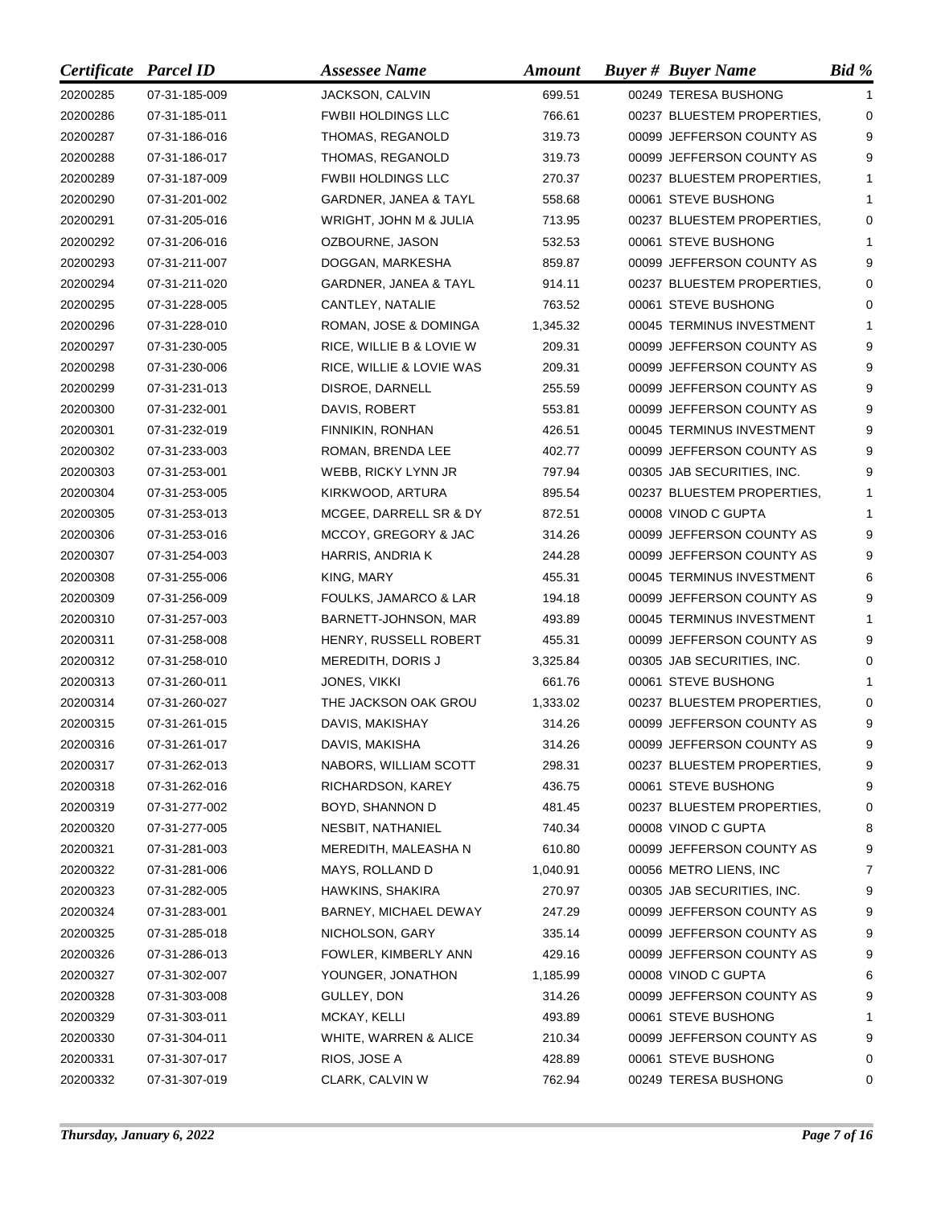| *Certificate* | *Parcel ID* | *Assessee Name* | *Amount* | *Buyer #* | *Buyer Name* | *Bid %* |
|---|---|---|---|---|---|---|
| 20200285 | 07-31-185-009 | JACKSON, CALVIN | 699.51 | 00249 | TERESA BUSHONG | 1 |
| 20200286 | 07-31-185-011 | FWBII HOLDINGS LLC | 766.61 | 00237 | BLUESTEM PROPERTIES, | 0 |
| 20200287 | 07-31-186-016 | THOMAS, REGANOLD | 319.73 | 00099 | JEFFERSON COUNTY AS | 9 |
| 20200288 | 07-31-186-017 | THOMAS, REGANOLD | 319.73 | 00099 | JEFFERSON COUNTY AS | 9 |
| 20200289 | 07-31-187-009 | FWBII HOLDINGS LLC | 270.37 | 00237 | BLUESTEM PROPERTIES, | 1 |
| 20200290 | 07-31-201-002 | GARDNER, JANEA & TAYL | 558.68 | 00061 | STEVE BUSHONG | 1 |
| 20200291 | 07-31-205-016 | WRIGHT, JOHN M & JULIA | 713.95 | 00237 | BLUESTEM PROPERTIES, | 0 |
| 20200292 | 07-31-206-016 | OZBOURNE, JASON | 532.53 | 00061 | STEVE BUSHONG | 1 |
| 20200293 | 07-31-211-007 | DOGGAN, MARKESHA | 859.87 | 00099 | JEFFERSON COUNTY AS | 9 |
| 20200294 | 07-31-211-020 | GARDNER, JANEA & TAYL | 914.11 | 00237 | BLUESTEM PROPERTIES, | 0 |
| 20200295 | 07-31-228-005 | CANTLEY, NATALIE | 763.52 | 00061 | STEVE BUSHONG | 0 |
| 20200296 | 07-31-228-010 | ROMAN, JOSE & DOMINGA | 1,345.32 | 00045 | TERMINUS INVESTMENT | 1 |
| 20200297 | 07-31-230-005 | RICE, WILLIE B & LOVIE W | 209.31 | 00099 | JEFFERSON COUNTY AS | 9 |
| 20200298 | 07-31-230-006 | RICE, WILLIE & LOVIE WAS | 209.31 | 00099 | JEFFERSON COUNTY AS | 9 |
| 20200299 | 07-31-231-013 | DISROE, DARNELL | 255.59 | 00099 | JEFFERSON COUNTY AS | 9 |
| 20200300 | 07-31-232-001 | DAVIS, ROBERT | 553.81 | 00099 | JEFFERSON COUNTY AS | 9 |
| 20200301 | 07-31-232-019 | FINNIKIN, RONHAN | 426.51 | 00045 | TERMINUS INVESTMENT | 9 |
| 20200302 | 07-31-233-003 | ROMAN, BRENDA LEE | 402.77 | 00099 | JEFFERSON COUNTY AS | 9 |
| 20200303 | 07-31-253-001 | WEBB, RICKY LYNN JR | 797.94 | 00305 | JAB SECURITIES, INC. | 9 |
| 20200304 | 07-31-253-005 | KIRKWOOD, ARTURA | 895.54 | 00237 | BLUESTEM PROPERTIES, | 1 |
| 20200305 | 07-31-253-013 | MCGEE, DARRELL SR & DY | 872.51 | 00008 | VINOD C GUPTA | 1 |
| 20200306 | 07-31-253-016 | MCCOY, GREGORY & JAC | 314.26 | 00099 | JEFFERSON COUNTY AS | 9 |
| 20200307 | 07-31-254-003 | HARRIS, ANDRIA K | 244.28 | 00099 | JEFFERSON COUNTY AS | 9 |
| 20200308 | 07-31-255-006 | KING, MARY | 455.31 | 00045 | TERMINUS INVESTMENT | 6 |
| 20200309 | 07-31-256-009 | FOULKS, JAMARCO & LAR | 194.18 | 00099 | JEFFERSON COUNTY AS | 9 |
| 20200310 | 07-31-257-003 | BARNETT-JOHNSON, MAR | 493.89 | 00045 | TERMINUS INVESTMENT | 1 |
| 20200311 | 07-31-258-008 | HENRY, RUSSELL ROBERT | 455.31 | 00099 | JEFFERSON COUNTY AS | 9 |
| 20200312 | 07-31-258-010 | MEREDITH, DORIS J | 3,325.84 | 00305 | JAB SECURITIES, INC. | 0 |
| 20200313 | 07-31-260-011 | JONES, VIKKI | 661.76 | 00061 | STEVE BUSHONG | 1 |
| 20200314 | 07-31-260-027 | THE JACKSON OAK GROU | 1,333.02 | 00237 | BLUESTEM PROPERTIES, | 0 |
| 20200315 | 07-31-261-015 | DAVIS, MAKISHAY | 314.26 | 00099 | JEFFERSON COUNTY AS | 9 |
| 20200316 | 07-31-261-017 | DAVIS, MAKISHA | 314.26 | 00099 | JEFFERSON COUNTY AS | 9 |
| 20200317 | 07-31-262-013 | NABORS, WILLIAM SCOTT | 298.31 | 00237 | BLUESTEM PROPERTIES, | 9 |
| 20200318 | 07-31-262-016 | RICHARDSON, KAREY | 436.75 | 00061 | STEVE BUSHONG | 9 |
| 20200319 | 07-31-277-002 | BOYD, SHANNON D | 481.45 | 00237 | BLUESTEM PROPERTIES, | 0 |
| 20200320 | 07-31-277-005 | NESBIT, NATHANIEL | 740.34 | 00008 | VINOD C GUPTA | 8 |
| 20200321 | 07-31-281-003 | MEREDITH, MALEASHA N | 610.80 | 00099 | JEFFERSON COUNTY AS | 9 |
| 20200322 | 07-31-281-006 | MAYS, ROLLAND D | 1,040.91 | 00056 | METRO LIENS, INC | 7 |
| 20200323 | 07-31-282-005 | HAWKINS, SHAKIRA | 270.97 | 00305 | JAB SECURITIES, INC. | 9 |
| 20200324 | 07-31-283-001 | BARNEY, MICHAEL DEWAY | 247.29 | 00099 | JEFFERSON COUNTY AS | 9 |
| 20200325 | 07-31-285-018 | NICHOLSON, GARY | 335.14 | 00099 | JEFFERSON COUNTY AS | 9 |
| 20200326 | 07-31-286-013 | FOWLER, KIMBERLY ANN | 429.16 | 00099 | JEFFERSON COUNTY AS | 9 |
| 20200327 | 07-31-302-007 | YOUNGER, JONATHON | 1,185.99 | 00008 | VINOD C GUPTA | 6 |
| 20200328 | 07-31-303-008 | GULLEY, DON | 314.26 | 00099 | JEFFERSON COUNTY AS | 9 |
| 20200329 | 07-31-303-011 | MCKAY, KELLI | 493.89 | 00061 | STEVE BUSHONG | 1 |
| 20200330 | 07-31-304-011 | WHITE, WARREN & ALICE | 210.34 | 00099 | JEFFERSON COUNTY AS | 9 |
| 20200331 | 07-31-307-017 | RIOS, JOSE A | 428.89 | 00061 | STEVE BUSHONG | 0 |
| 20200332 | 07-31-307-019 | CLARK, CALVIN W | 762.94 | 00249 | TERESA BUSHONG | 0 |

*Thursday, January 6, 2022*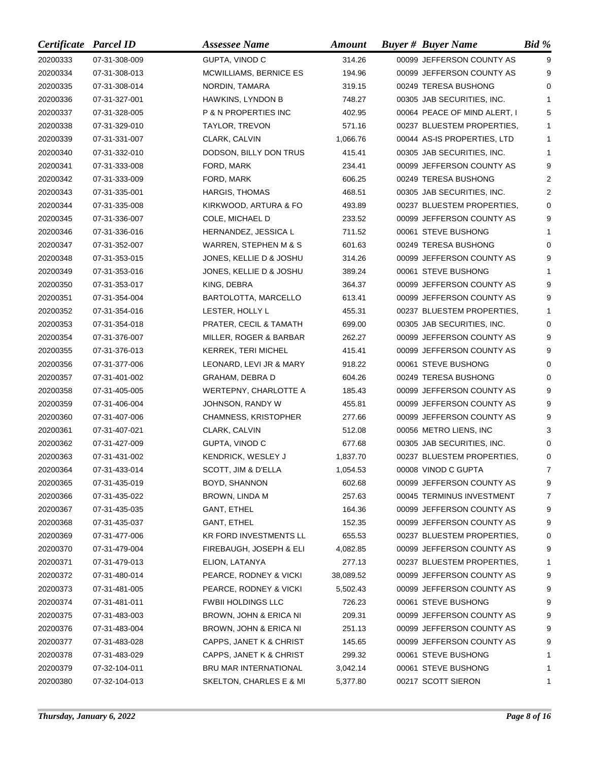| Certificate | Parcel ID | Assessee Name | Amount | Buyer # | Buyer Name | Bid % |
|---|---|---|---|---|---|---|
| 20200333 | 07-31-308-009 | GUPTA, VINOD C | 314.26 | 00099 | JEFFERSON COUNTY AS | 9 |
| 20200334 | 07-31-308-013 | MCWILLIAMS, BERNICE ES | 194.96 | 00099 | JEFFERSON COUNTY AS | 9 |
| 20200335 | 07-31-308-014 | NORDIN, TAMARA | 319.15 | 00249 | TERESA BUSHONG | 0 |
| 20200336 | 07-31-327-001 | HAWKINS, LYNDON B | 748.27 | 00305 | JAB SECURITIES, INC. | 1 |
| 20200337 | 07-31-328-005 | P & N PROPERTIES INC | 402.95 | 00064 | PEACE OF MIND ALERT, I | 5 |
| 20200338 | 07-31-329-010 | TAYLOR, TREVON | 571.16 | 00237 | BLUESTEM PROPERTIES, | 1 |
| 20200339 | 07-31-331-007 | CLARK, CALVIN | 1,066.76 | 00044 | AS-IS PROPERTIES, LTD | 1 |
| 20200340 | 07-31-332-010 | DODSON, BILLY DON TRUS | 415.41 | 00305 | JAB SECURITIES, INC. | 1 |
| 20200341 | 07-31-333-008 | FORD, MARK | 234.41 | 00099 | JEFFERSON COUNTY AS | 9 |
| 20200342 | 07-31-333-009 | FORD, MARK | 606.25 | 00249 | TERESA BUSHONG | 2 |
| 20200343 | 07-31-335-001 | HARGIS, THOMAS | 468.51 | 00305 | JAB SECURITIES, INC. | 2 |
| 20200344 | 07-31-335-008 | KIRKWOOD, ARTURA & FO | 493.89 | 00237 | BLUESTEM PROPERTIES, | 0 |
| 20200345 | 07-31-336-007 | COLE, MICHAEL D | 233.52 | 00099 | JEFFERSON COUNTY AS | 9 |
| 20200346 | 07-31-336-016 | HERNANDEZ, JESSICA L | 711.52 | 00061 | STEVE BUSHONG | 1 |
| 20200347 | 07-31-352-007 | WARREN, STEPHEN M & S | 601.63 | 00249 | TERESA BUSHONG | 0 |
| 20200348 | 07-31-353-015 | JONES, KELLIE D & JOSHU | 314.26 | 00099 | JEFFERSON COUNTY AS | 9 |
| 20200349 | 07-31-353-016 | JONES, KELLIE D & JOSHU | 389.24 | 00061 | STEVE BUSHONG | 1 |
| 20200350 | 07-31-353-017 | KING, DEBRA | 364.37 | 00099 | JEFFERSON COUNTY AS | 9 |
| 20200351 | 07-31-354-004 | BARTOLOTTA, MARCELLO | 613.41 | 00099 | JEFFERSON COUNTY AS | 9 |
| 20200352 | 07-31-354-016 | LESTER, HOLLY L | 455.31 | 00237 | BLUESTEM PROPERTIES, | 1 |
| 20200353 | 07-31-354-018 | PRATER, CECIL & TAMATH | 699.00 | 00305 | JAB SECURITIES, INC. | 0 |
| 20200354 | 07-31-376-007 | MILLER, ROGER & BARBAR | 262.27 | 00099 | JEFFERSON COUNTY AS | 9 |
| 20200355 | 07-31-376-013 | KERREK, TERI MICHEL | 415.41 | 00099 | JEFFERSON COUNTY AS | 9 |
| 20200356 | 07-31-377-006 | LEONARD, LEVI JR & MARY | 918.22 | 00061 | STEVE BUSHONG | 0 |
| 20200357 | 07-31-401-002 | GRAHAM, DEBRA D | 604.26 | 00249 | TERESA BUSHONG | 0 |
| 20200358 | 07-31-405-005 | WERTEPNY, CHARLOTTE A | 185.43 | 00099 | JEFFERSON COUNTY AS | 9 |
| 20200359 | 07-31-406-004 | JOHNSON, RANDY W | 455.81 | 00099 | JEFFERSON COUNTY AS | 9 |
| 20200360 | 07-31-407-006 | CHAMNESS, KRISTOPHER | 277.66 | 00099 | JEFFERSON COUNTY AS | 9 |
| 20200361 | 07-31-407-021 | CLARK, CALVIN | 512.08 | 00056 | METRO LIENS, INC | 3 |
| 20200362 | 07-31-427-009 | GUPTA, VINOD C | 677.68 | 00305 | JAB SECURITIES, INC. | 0 |
| 20200363 | 07-31-431-002 | KENDRICK, WESLEY J | 1,837.70 | 00237 | BLUESTEM PROPERTIES, | 0 |
| 20200364 | 07-31-433-014 | SCOTT, JIM & D'ELLA | 1,054.53 | 00008 | VINOD C GUPTA | 7 |
| 20200365 | 07-31-435-019 | BOYD, SHANNON | 602.68 | 00099 | JEFFERSON COUNTY AS | 9 |
| 20200366 | 07-31-435-022 | BROWN, LINDA M | 257.63 | 00045 | TERMINUS INVESTMENT | 7 |
| 20200367 | 07-31-435-035 | GANT, ETHEL | 164.36 | 00099 | JEFFERSON COUNTY AS | 9 |
| 20200368 | 07-31-435-037 | GANT, ETHEL | 152.35 | 00099 | JEFFERSON COUNTY AS | 9 |
| 20200369 | 07-31-477-006 | KR FORD INVESTMENTS LL | 655.53 | 00237 | BLUESTEM PROPERTIES, | 0 |
| 20200370 | 07-31-479-004 | FIREBAUGH, JOSEPH & ELI | 4,082.85 | 00099 | JEFFERSON COUNTY AS | 9 |
| 20200371 | 07-31-479-013 | ELION, LATANYA | 277.13 | 00237 | BLUESTEM PROPERTIES, | 1 |
| 20200372 | 07-31-480-014 | PEARCE, RODNEY & VICKI | 38,089.52 | 00099 | JEFFERSON COUNTY AS | 9 |
| 20200373 | 07-31-481-005 | PEARCE, RODNEY & VICKI | 5,502.43 | 00099 | JEFFERSON COUNTY AS | 9 |
| 20200374 | 07-31-481-011 | FWBII HOLDINGS LLC | 726.23 | 00061 | STEVE BUSHONG | 9 |
| 20200375 | 07-31-483-003 | BROWN, JOHN & ERICA NI | 209.31 | 00099 | JEFFERSON COUNTY AS | 9 |
| 20200376 | 07-31-483-004 | BROWN, JOHN & ERICA NI | 251.13 | 00099 | JEFFERSON COUNTY AS | 9 |
| 20200377 | 07-31-483-028 | CAPPS, JANET K & CHRIST | 145.65 | 00099 | JEFFERSON COUNTY AS | 9 |
| 20200378 | 07-31-483-029 | CAPPS, JANET K & CHRIST | 299.32 | 00061 | STEVE BUSHONG | 1 |
| 20200379 | 07-32-104-011 | BRU MAR INTERNATIONAL | 3,042.14 | 00061 | STEVE BUSHONG | 1 |
| 20200380 | 07-32-104-013 | SKELTON, CHARLES E & MI | 5,377.80 | 00217 | SCOTT SIERON | 1 |

*Thursday, January 6, 2022*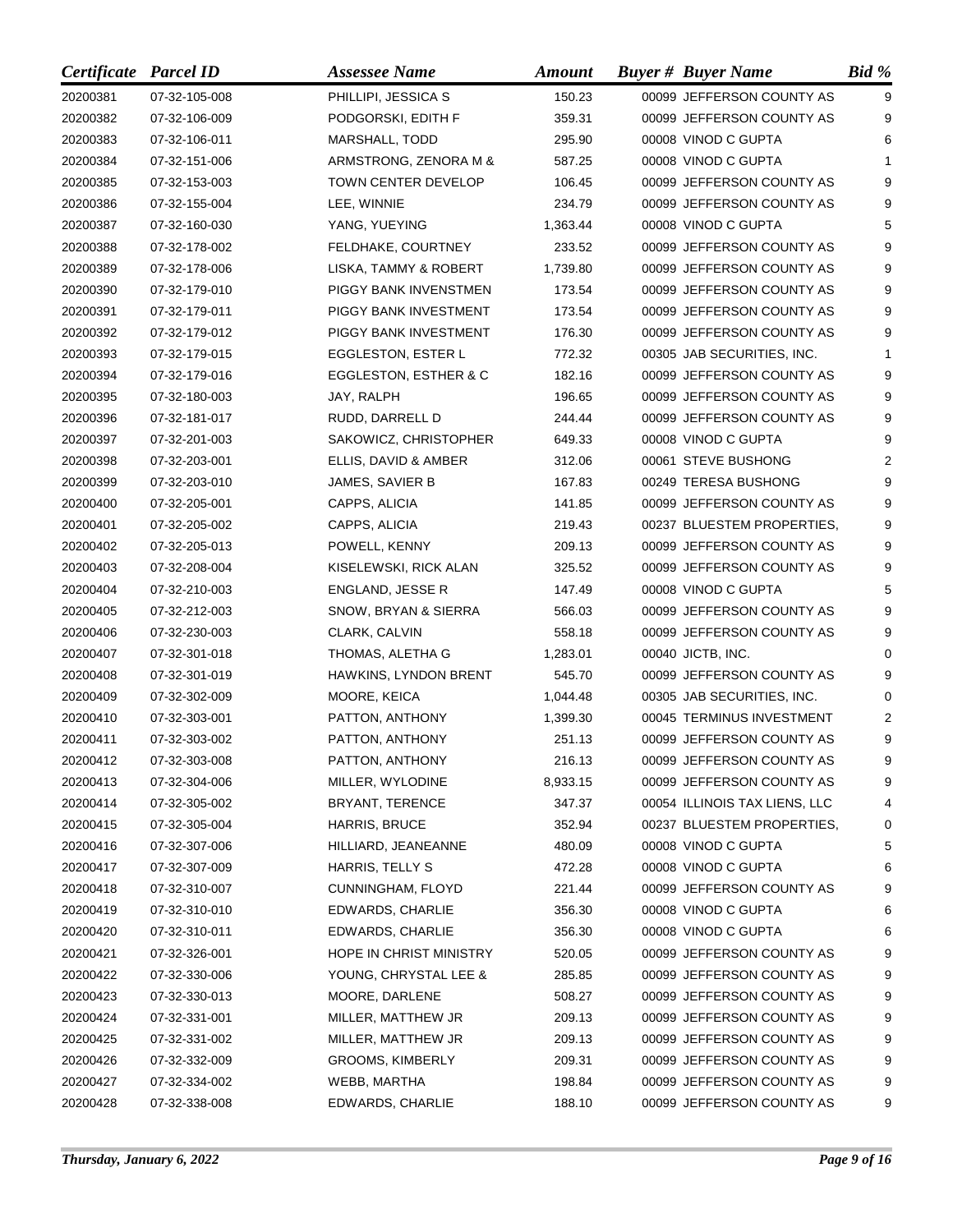| *Certificate* | *Parcel ID* | *Assessee Name* | *Amount* | *Buyer #* | *Buyer Name* | *Bid %* |
|---|---|---|---|---|---|---|
| 20200381 | 07-32-105-008 | PHILLIPI, JESSICA S | 150.23 | 00099 | JEFFERSON COUNTY AS | 9 |
| 20200382 | 07-32-106-009 | PODGORSKI, EDITH F | 359.31 | 00099 | JEFFERSON COUNTY AS | 9 |
| 20200383 | 07-32-106-011 | MARSHALL, TODD | 295.90 | 00008 | VINOD C GUPTA | 6 |
| 20200384 | 07-32-151-006 | ARMSTRONG, ZENORA M & | 587.25 | 00008 | VINOD C GUPTA | 1 |
| 20200385 | 07-32-153-003 | TOWN CENTER DEVELOP | 106.45 | 00099 | JEFFERSON COUNTY AS | 9 |
| 20200386 | 07-32-155-004 | LEE, WINNIE | 234.79 | 00099 | JEFFERSON COUNTY AS | 9 |
| 20200387 | 07-32-160-030 | YANG, YUEYING | 1,363.44 | 00008 | VINOD C GUPTA | 5 |
| 20200388 | 07-32-178-002 | FELDHAKE, COURTNEY | 233.52 | 00099 | JEFFERSON COUNTY AS | 9 |
| 20200389 | 07-32-178-006 | LISKA, TAMMY & ROBERT | 1,739.80 | 00099 | JEFFERSON COUNTY AS | 9 |
| 20200390 | 07-32-179-010 | PIGGY BANK INVENSTMEN | 173.54 | 00099 | JEFFERSON COUNTY AS | 9 |
| 20200391 | 07-32-179-011 | PIGGY BANK INVESTMENT | 173.54 | 00099 | JEFFERSON COUNTY AS | 9 |
| 20200392 | 07-32-179-012 | PIGGY BANK INVESTMENT | 176.30 | 00099 | JEFFERSON COUNTY AS | 9 |
| 20200393 | 07-32-179-015 | EGGLESTON, ESTER L | 772.32 | 00305 | JAB SECURITIES, INC. | 1 |
| 20200394 | 07-32-179-016 | EGGLESTON, ESTHER & C | 182.16 | 00099 | JEFFERSON COUNTY AS | 9 |
| 20200395 | 07-32-180-003 | JAY, RALPH | 196.65 | 00099 | JEFFERSON COUNTY AS | 9 |
| 20200396 | 07-32-181-017 | RUDD, DARRELL D | 244.44 | 00099 | JEFFERSON COUNTY AS | 9 |
| 20200397 | 07-32-201-003 | SAKOWICZ, CHRISTOPHER | 649.33 | 00008 | VINOD C GUPTA | 9 |
| 20200398 | 07-32-203-001 | ELLIS, DAVID & AMBER | 312.06 | 00061 | STEVE BUSHONG | 2 |
| 20200399 | 07-32-203-010 | JAMES, SAVIER B | 167.83 | 00249 | TERESA BUSHONG | 9 |
| 20200400 | 07-32-205-001 | CAPPS, ALICIA | 141.85 | 00099 | JEFFERSON COUNTY AS | 9 |
| 20200401 | 07-32-205-002 | CAPPS, ALICIA | 219.43 | 00237 | BLUESTEM PROPERTIES, | 9 |
| 20200402 | 07-32-205-013 | POWELL, KENNY | 209.13 | 00099 | JEFFERSON COUNTY AS | 9 |
| 20200403 | 07-32-208-004 | KISELEWSKI, RICK ALAN | 325.52 | 00099 | JEFFERSON COUNTY AS | 9 |
| 20200404 | 07-32-210-003 | ENGLAND, JESSE R | 147.49 | 00008 | VINOD C GUPTA | 5 |
| 20200405 | 07-32-212-003 | SNOW, BRYAN & SIERRA | 566.03 | 00099 | JEFFERSON COUNTY AS | 9 |
| 20200406 | 07-32-230-003 | CLARK, CALVIN | 558.18 | 00099 | JEFFERSON COUNTY AS | 9 |
| 20200407 | 07-32-301-018 | THOMAS, ALETHA G | 1,283.01 | 00040 | JICTB, INC. | 0 |
| 20200408 | 07-32-301-019 | HAWKINS, LYNDON BRENT | 545.70 | 00099 | JEFFERSON COUNTY AS | 9 |
| 20200409 | 07-32-302-009 | MOORE, KEICA | 1,044.48 | 00305 | JAB SECURITIES, INC. | 0 |
| 20200410 | 07-32-303-001 | PATTON, ANTHONY | 1,399.30 | 00045 | TERMINUS INVESTMENT | 2 |
| 20200411 | 07-32-303-002 | PATTON, ANTHONY | 251.13 | 00099 | JEFFERSON COUNTY AS | 9 |
| 20200412 | 07-32-303-008 | PATTON, ANTHONY | 216.13 | 00099 | JEFFERSON COUNTY AS | 9 |
| 20200413 | 07-32-304-006 | MILLER, WYLODINE | 8,933.15 | 00099 | JEFFERSON COUNTY AS | 9 |
| 20200414 | 07-32-305-002 | BRYANT, TERENCE | 347.37 | 00054 | ILLINOIS TAX LIENS, LLC | 4 |
| 20200415 | 07-32-305-004 | HARRIS, BRUCE | 352.94 | 00237 | BLUESTEM PROPERTIES, | 0 |
| 20200416 | 07-32-307-006 | HILLIARD, JEANEANNE | 480.09 | 00008 | VINOD C GUPTA | 5 |
| 20200417 | 07-32-307-009 | HARRIS, TELLY S | 472.28 | 00008 | VINOD C GUPTA | 6 |
| 20200418 | 07-32-310-007 | CUNNINGHAM, FLOYD | 221.44 | 00099 | JEFFERSON COUNTY AS | 9 |
| 20200419 | 07-32-310-010 | EDWARDS, CHARLIE | 356.30 | 00008 | VINOD C GUPTA | 6 |
| 20200420 | 07-32-310-011 | EDWARDS, CHARLIE | 356.30 | 00008 | VINOD C GUPTA | 6 |
| 20200421 | 07-32-326-001 | HOPE IN CHRIST MINISTRY | 520.05 | 00099 | JEFFERSON COUNTY AS | 9 |
| 20200422 | 07-32-330-006 | YOUNG, CHRYSTAL LEE & | 285.85 | 00099 | JEFFERSON COUNTY AS | 9 |
| 20200423 | 07-32-330-013 | MOORE, DARLENE | 508.27 | 00099 | JEFFERSON COUNTY AS | 9 |
| 20200424 | 07-32-331-001 | MILLER, MATTHEW JR | 209.13 | 00099 | JEFFERSON COUNTY AS | 9 |
| 20200425 | 07-32-331-002 | MILLER, MATTHEW JR | 209.13 | 00099 | JEFFERSON COUNTY AS | 9 |
| 20200426 | 07-32-332-009 | GROOMS, KIMBERLY | 209.31 | 00099 | JEFFERSON COUNTY AS | 9 |
| 20200427 | 07-32-334-002 | WEBB, MARTHA | 198.84 | 00099 | JEFFERSON COUNTY AS | 9 |
| 20200428 | 07-32-338-008 | EDWARDS, CHARLIE | 188.10 | 00099 | JEFFERSON COUNTY AS | 9 |

*Thursday, January 6, 2022*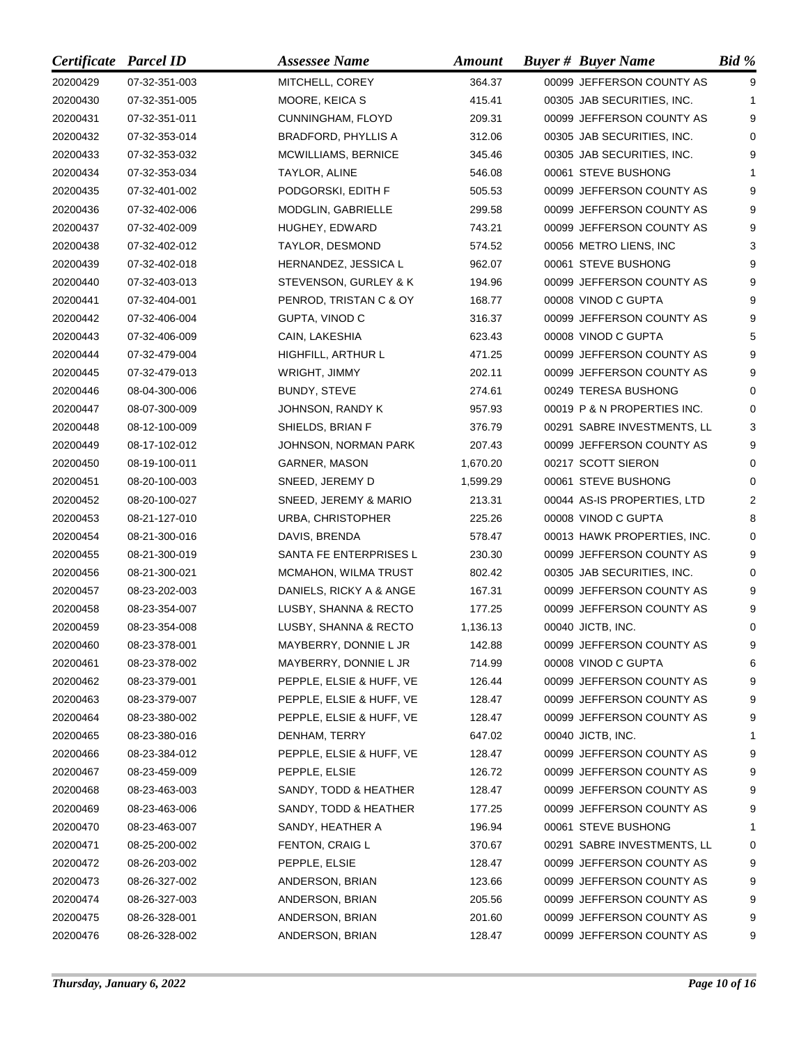| Certificate | Parcel ID | Assessee Name | Amount | Buyer # | Buyer Name | Bid % |
|---|---|---|---|---|---|---|
| 20200429 | 07-32-351-003 | MITCHELL, COREY | 364.37 | 00099 | JEFFERSON COUNTY AS | 9 |
| 20200430 | 07-32-351-005 | MOORE, KEICA S | 415.41 | 00305 | JAB SECURITIES, INC. | 1 |
| 20200431 | 07-32-351-011 | CUNNINGHAM, FLOYD | 209.31 | 00099 | JEFFERSON COUNTY AS | 9 |
| 20200432 | 07-32-353-014 | BRADFORD, PHYLLIS A | 312.06 | 00305 | JAB SECURITIES, INC. | 0 |
| 20200433 | 07-32-353-032 | MCWILLIAMS, BERNICE | 345.46 | 00305 | JAB SECURITIES, INC. | 9 |
| 20200434 | 07-32-353-034 | TAYLOR, ALINE | 546.08 | 00061 | STEVE BUSHONG | 1 |
| 20200435 | 07-32-401-002 | PODGORSKI, EDITH F | 505.53 | 00099 | JEFFERSON COUNTY AS | 9 |
| 20200436 | 07-32-402-006 | MODGLIN, GABRIELLE | 299.58 | 00099 | JEFFERSON COUNTY AS | 9 |
| 20200437 | 07-32-402-009 | HUGHEY, EDWARD | 743.21 | 00099 | JEFFERSON COUNTY AS | 9 |
| 20200438 | 07-32-402-012 | TAYLOR, DESMOND | 574.52 | 00056 | METRO LIENS, INC | 3 |
| 20200439 | 07-32-402-018 | HERNANDEZ, JESSICA L | 962.07 | 00061 | STEVE BUSHONG | 9 |
| 20200440 | 07-32-403-013 | STEVENSON, GURLEY & K | 194.96 | 00099 | JEFFERSON COUNTY AS | 9 |
| 20200441 | 07-32-404-001 | PENROD, TRISTAN C & OY | 168.77 | 00008 | VINOD C GUPTA | 9 |
| 20200442 | 07-32-406-004 | GUPTA, VINOD C | 316.37 | 00099 | JEFFERSON COUNTY AS | 9 |
| 20200443 | 07-32-406-009 | CAIN, LAKESHIA | 623.43 | 00008 | VINOD C GUPTA | 5 |
| 20200444 | 07-32-479-004 | HIGHFILL, ARTHUR L | 471.25 | 00099 | JEFFERSON COUNTY AS | 9 |
| 20200445 | 07-32-479-013 | WRIGHT, JIMMY | 202.11 | 00099 | JEFFERSON COUNTY AS | 9 |
| 20200446 | 08-04-300-006 | BUNDY, STEVE | 274.61 | 00249 | TERESA BUSHONG | 0 |
| 20200447 | 08-07-300-009 | JOHNSON, RANDY K | 957.93 | 00019 | P & N PROPERTIES INC. | 0 |
| 20200448 | 08-12-100-009 | SHIELDS, BRIAN F | 376.79 | 00291 | SABRE INVESTMENTS, LL | 3 |
| 20200449 | 08-17-102-012 | JOHNSON, NORMAN PARK | 207.43 | 00099 | JEFFERSON COUNTY AS | 9 |
| 20200450 | 08-19-100-011 | GARNER, MASON | 1,670.20 | 00217 | SCOTT SIERON | 0 |
| 20200451 | 08-20-100-003 | SNEED, JEREMY D | 1,599.29 | 00061 | STEVE BUSHONG | 0 |
| 20200452 | 08-20-100-027 | SNEED, JEREMY & MARIO | 213.31 | 00044 | AS-IS PROPERTIES, LTD | 2 |
| 20200453 | 08-21-127-010 | URBA, CHRISTOPHER | 225.26 | 00008 | VINOD C GUPTA | 8 |
| 20200454 | 08-21-300-016 | DAVIS, BRENDA | 578.47 | 00013 | HAWK PROPERTIES, INC. | 0 |
| 20200455 | 08-21-300-019 | SANTA FE ENTERPRISES L | 230.30 | 00099 | JEFFERSON COUNTY AS | 9 |
| 20200456 | 08-21-300-021 | MCMAHON, WILMA TRUST | 802.42 | 00305 | JAB SECURITIES, INC. | 0 |
| 20200457 | 08-23-202-003 | DANIELS, RICKY A & ANGE | 167.31 | 00099 | JEFFERSON COUNTY AS | 9 |
| 20200458 | 08-23-354-007 | LUSBY, SHANNA & RECTO | 177.25 | 00099 | JEFFERSON COUNTY AS | 9 |
| 20200459 | 08-23-354-008 | LUSBY, SHANNA & RECTO | 1,136.13 | 00040 | JICTB, INC. | 0 |
| 20200460 | 08-23-378-001 | MAYBERRY, DONNIE L JR | 142.88 | 00099 | JEFFERSON COUNTY AS | 9 |
| 20200461 | 08-23-378-002 | MAYBERRY, DONNIE L JR | 714.99 | 00008 | VINOD C GUPTA | 6 |
| 20200462 | 08-23-379-001 | PEPPLE, ELSIE & HUFF, VE | 126.44 | 00099 | JEFFERSON COUNTY AS | 9 |
| 20200463 | 08-23-379-007 | PEPPLE, ELSIE & HUFF, VE | 128.47 | 00099 | JEFFERSON COUNTY AS | 9 |
| 20200464 | 08-23-380-002 | PEPPLE, ELSIE & HUFF, VE | 128.47 | 00099 | JEFFERSON COUNTY AS | 9 |
| 20200465 | 08-23-380-016 | DENHAM, TERRY | 647.02 | 00040 | JICTB, INC. | 1 |
| 20200466 | 08-23-384-012 | PEPPLE, ELSIE & HUFF, VE | 128.47 | 00099 | JEFFERSON COUNTY AS | 9 |
| 20200467 | 08-23-459-009 | PEPPLE, ELSIE | 126.72 | 00099 | JEFFERSON COUNTY AS | 9 |
| 20200468 | 08-23-463-003 | SANDY, TODD & HEATHER | 128.47 | 00099 | JEFFERSON COUNTY AS | 9 |
| 20200469 | 08-23-463-006 | SANDY, TODD & HEATHER | 177.25 | 00099 | JEFFERSON COUNTY AS | 9 |
| 20200470 | 08-23-463-007 | SANDY, HEATHER A | 196.94 | 00061 | STEVE BUSHONG | 1 |
| 20200471 | 08-25-200-002 | FENTON, CRAIG L | 370.67 | 00291 | SABRE INVESTMENTS, LL | 0 |
| 20200472 | 08-26-203-002 | PEPPLE, ELSIE | 128.47 | 00099 | JEFFERSON COUNTY AS | 9 |
| 20200473 | 08-26-327-002 | ANDERSON, BRIAN | 123.66 | 00099 | JEFFERSON COUNTY AS | 9 |
| 20200474 | 08-26-327-003 | ANDERSON, BRIAN | 205.56 | 00099 | JEFFERSON COUNTY AS | 9 |
| 20200475 | 08-26-328-001 | ANDERSON, BRIAN | 201.60 | 00099 | JEFFERSON COUNTY AS | 9 |
| 20200476 | 08-26-328-002 | ANDERSON, BRIAN | 128.47 | 00099 | JEFFERSON COUNTY AS | 9 |

*Thursday, January 6, 2022*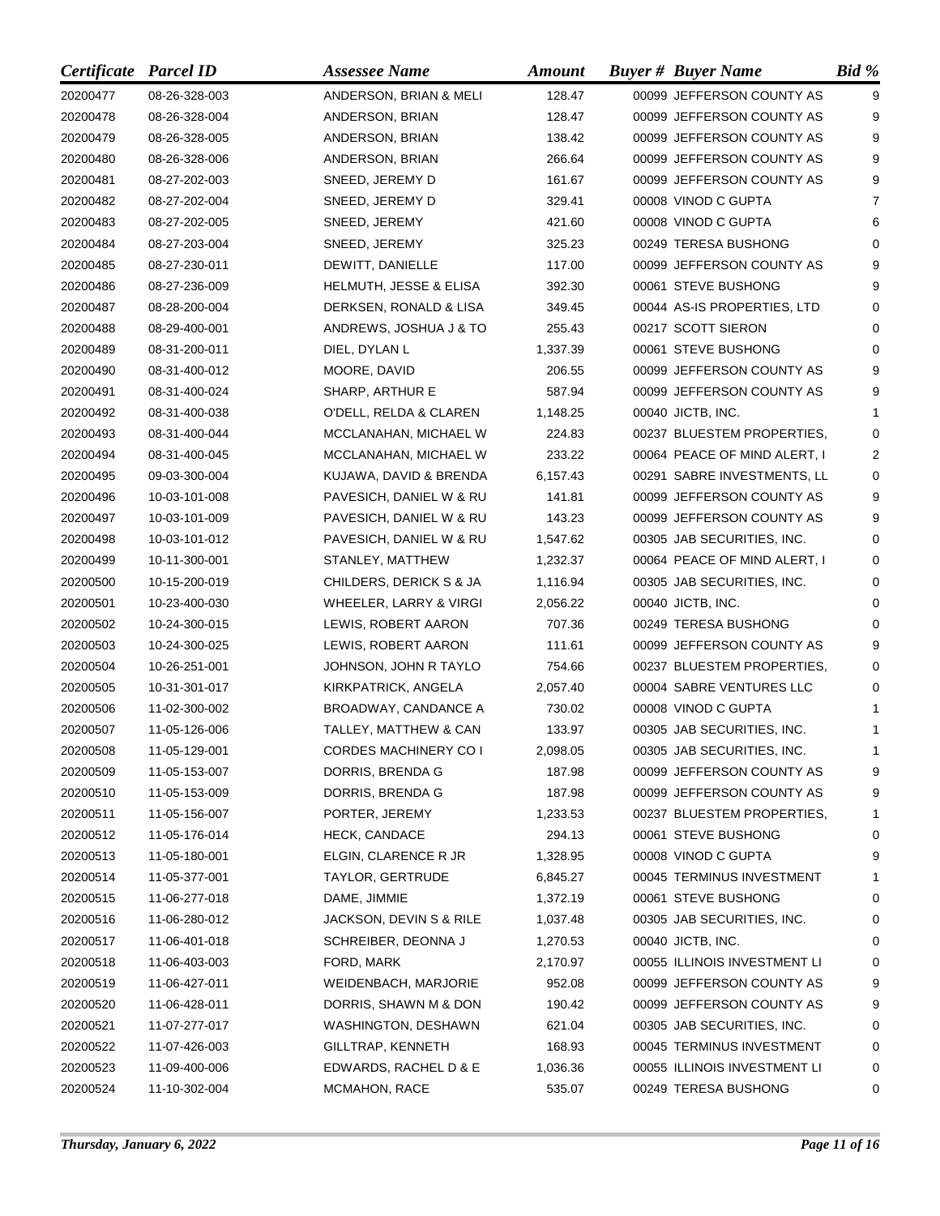| Certificate | Parcel ID | Assessee Name | Amount | Buyer # | Buyer Name | Bid % |
|---|---|---|---|---|---|---|
| 20200477 | 08-26-328-003 | ANDERSON, BRIAN & MELI | 128.47 | 00099 | JEFFERSON COUNTY AS | 9 |
| 20200478 | 08-26-328-004 | ANDERSON, BRIAN | 128.47 | 00099 | JEFFERSON COUNTY AS | 9 |
| 20200479 | 08-26-328-005 | ANDERSON, BRIAN | 138.42 | 00099 | JEFFERSON COUNTY AS | 9 |
| 20200480 | 08-26-328-006 | ANDERSON, BRIAN | 266.64 | 00099 | JEFFERSON COUNTY AS | 9 |
| 20200481 | 08-27-202-003 | SNEED, JEREMY D | 161.67 | 00099 | JEFFERSON COUNTY AS | 9 |
| 20200482 | 08-27-202-004 | SNEED, JEREMY D | 329.41 | 00008 | VINOD C GUPTA | 7 |
| 20200483 | 08-27-202-005 | SNEED, JEREMY | 421.60 | 00008 | VINOD C GUPTA | 6 |
| 20200484 | 08-27-203-004 | SNEED, JEREMY | 325.23 | 00249 | TERESA BUSHONG | 0 |
| 20200485 | 08-27-230-011 | DEWITT, DANIELLE | 117.00 | 00099 | JEFFERSON COUNTY AS | 9 |
| 20200486 | 08-27-236-009 | HELMUTH, JESSE & ELISA | 392.30 | 00061 | STEVE BUSHONG | 9 |
| 20200487 | 08-28-200-004 | DERKSEN, RONALD & LISA | 349.45 | 00044 | AS-IS PROPERTIES, LTD | 0 |
| 20200488 | 08-29-400-001 | ANDREWS, JOSHUA J & TO | 255.43 | 00217 | SCOTT SIERON | 0 |
| 20200489 | 08-31-200-011 | DIEL, DYLAN L | 1,337.39 | 00061 | STEVE BUSHONG | 0 |
| 20200490 | 08-31-400-012 | MOORE, DAVID | 206.55 | 00099 | JEFFERSON COUNTY AS | 9 |
| 20200491 | 08-31-400-024 | SHARP, ARTHUR E | 587.94 | 00099 | JEFFERSON COUNTY AS | 9 |
| 20200492 | 08-31-400-038 | O'DELL, RELDA & CLAREN | 1,148.25 | 00040 | JICTB, INC. | 1 |
| 20200493 | 08-31-400-044 | MCCLANAHAN, MICHAEL W | 224.83 | 00237 | BLUESTEM PROPERTIES, | 0 |
| 20200494 | 08-31-400-045 | MCCLANAHAN, MICHAEL W | 233.22 | 00064 | PEACE OF MIND ALERT, I | 2 |
| 20200495 | 09-03-300-004 | KUJAWA, DAVID & BRENDA | 6,157.43 | 00291 | SABRE INVESTMENTS, LL | 0 |
| 20200496 | 10-03-101-008 | PAVESICH, DANIEL W & RU | 141.81 | 00099 | JEFFERSON COUNTY AS | 9 |
| 20200497 | 10-03-101-009 | PAVESICH, DANIEL W & RU | 143.23 | 00099 | JEFFERSON COUNTY AS | 9 |
| 20200498 | 10-03-101-012 | PAVESICH, DANIEL W & RU | 1,547.62 | 00305 | JAB SECURITIES, INC. | 0 |
| 20200499 | 10-11-300-001 | STANLEY, MATTHEW | 1,232.37 | 00064 | PEACE OF MIND ALERT, I | 0 |
| 20200500 | 10-15-200-019 | CHILDERS, DERICK S & JA | 1,116.94 | 00305 | JAB SECURITIES, INC. | 0 |
| 20200501 | 10-23-400-030 | WHEELER, LARRY & VIRGI | 2,056.22 | 00040 | JICTB, INC. | 0 |
| 20200502 | 10-24-300-015 | LEWIS, ROBERT AARON | 707.36 | 00249 | TERESA BUSHONG | 0 |
| 20200503 | 10-24-300-025 | LEWIS, ROBERT AARON | 111.61 | 00099 | JEFFERSON COUNTY AS | 9 |
| 20200504 | 10-26-251-001 | JOHNSON, JOHN R TAYLO | 754.66 | 00237 | BLUESTEM PROPERTIES, | 0 |
| 20200505 | 10-31-301-017 | KIRKPATRICK, ANGELA | 2,057.40 | 00004 | SABRE VENTURES LLC | 0 |
| 20200506 | 11-02-300-002 | BROADWAY, CANDANCE A | 730.02 | 00008 | VINOD C GUPTA | 1 |
| 20200507 | 11-05-126-006 | TALLEY, MATTHEW & CAN | 133.97 | 00305 | JAB SECURITIES, INC. | 1 |
| 20200508 | 11-05-129-001 | CORDES MACHINERY CO I | 2,098.05 | 00305 | JAB SECURITIES, INC. | 1 |
| 20200509 | 11-05-153-007 | DORRIS, BRENDA G | 187.98 | 00099 | JEFFERSON COUNTY AS | 9 |
| 20200510 | 11-05-153-009 | DORRIS, BRENDA G | 187.98 | 00099 | JEFFERSON COUNTY AS | 9 |
| 20200511 | 11-05-156-007 | PORTER, JEREMY | 1,233.53 | 00237 | BLUESTEM PROPERTIES, | 1 |
| 20200512 | 11-05-176-014 | HECK, CANDACE | 294.13 | 00061 | STEVE BUSHONG | 0 |
| 20200513 | 11-05-180-001 | ELGIN, CLARENCE R JR | 1,328.95 | 00008 | VINOD C GUPTA | 9 |
| 20200514 | 11-05-377-001 | TAYLOR, GERTRUDE | 6,845.27 | 00045 | TERMINUS INVESTMENT | 1 |
| 20200515 | 11-06-277-018 | DAME, JIMMIE | 1,372.19 | 00061 | STEVE BUSHONG | 0 |
| 20200516 | 11-06-280-012 | JACKSON, DEVIN S & RILE | 1,037.48 | 00305 | JAB SECURITIES, INC. | 0 |
| 20200517 | 11-06-401-018 | SCHREIBER, DEONNA J | 1,270.53 | 00040 | JICTB, INC. | 0 |
| 20200518 | 11-06-403-003 | FORD, MARK | 2,170.97 | 00055 | ILLINOIS INVESTMENT LI | 0 |
| 20200519 | 11-06-427-011 | WEIDENBACH, MARJORIE | 952.08 | 00099 | JEFFERSON COUNTY AS | 9 |
| 20200520 | 11-06-428-011 | DORRIS, SHAWN M & DON | 190.42 | 00099 | JEFFERSON COUNTY AS | 9 |
| 20200521 | 11-07-277-017 | WASHINGTON, DESHAWN | 621.04 | 00305 | JAB SECURITIES, INC. | 0 |
| 20200522 | 11-07-426-003 | GILLTRAP, KENNETH | 168.93 | 00045 | TERMINUS INVESTMENT | 0 |
| 20200523 | 11-09-400-006 | EDWARDS, RACHEL D & E | 1,036.36 | 00055 | ILLINOIS INVESTMENT LI | 0 |
| 20200524 | 11-10-302-004 | MCMAHON, RACE | 535.07 | 00249 | TERESA BUSHONG | 0 |

*Thursday, January 6, 2022*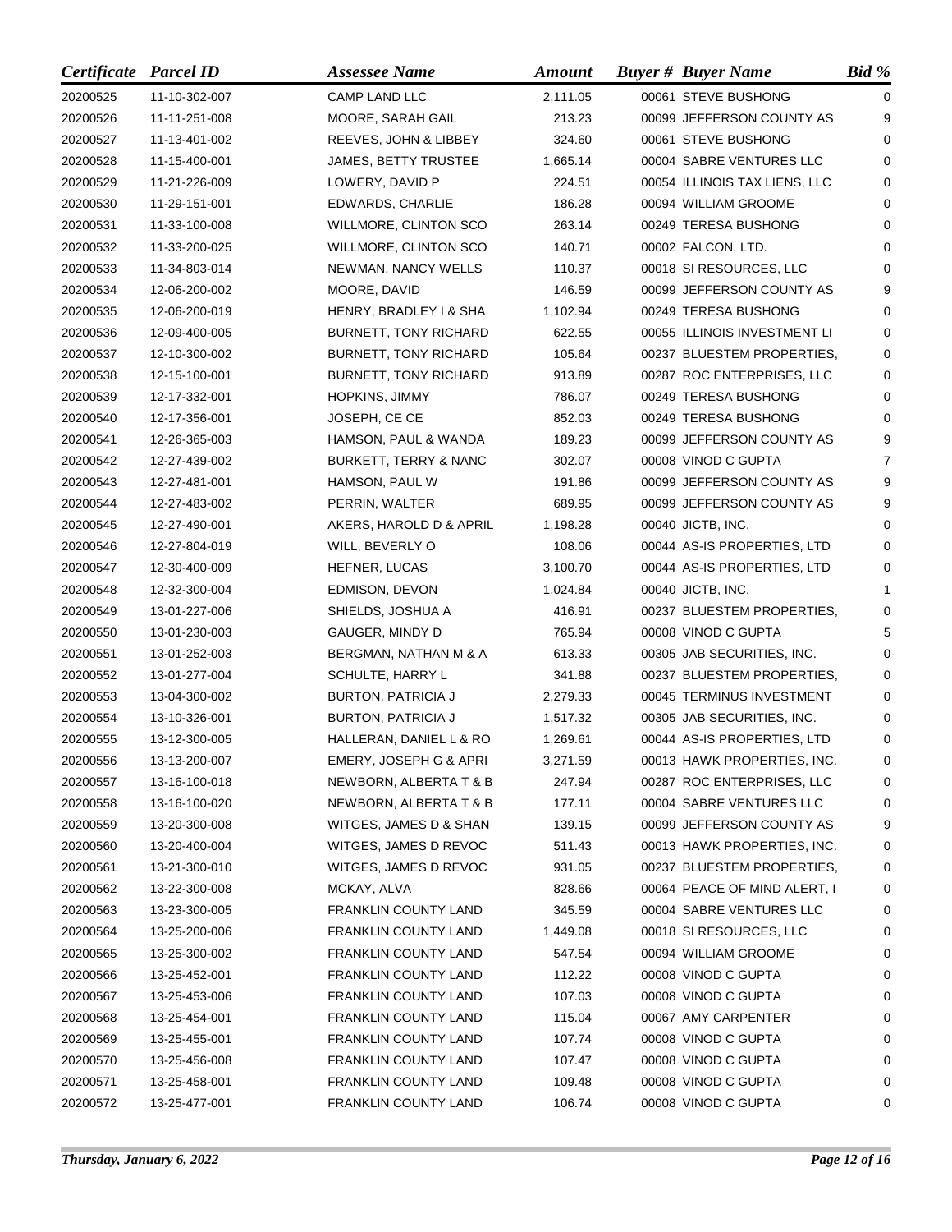| Certificate | Parcel ID | Assessee Name | Amount | Buyer # | Buyer Name | Bid % |
|---|---|---|---|---|---|---|
| 20200525 | 11-10-302-007 | CAMP LAND LLC | 2,111.05 | 00061 | STEVE BUSHONG | 0 |
| 20200526 | 11-11-251-008 | MOORE, SARAH GAIL | 213.23 | 00099 | JEFFERSON COUNTY AS | 9 |
| 20200527 | 11-13-401-002 | REEVES, JOHN & LIBBEY | 324.60 | 00061 | STEVE BUSHONG | 0 |
| 20200528 | 11-15-400-001 | JAMES, BETTY TRUSTEE | 1,665.14 | 00004 | SABRE VENTURES LLC | 0 |
| 20200529 | 11-21-226-009 | LOWERY, DAVID P | 224.51 | 00054 | ILLINOIS TAX LIENS, LLC | 0 |
| 20200530 | 11-29-151-001 | EDWARDS, CHARLIE | 186.28 | 00094 | WILLIAM GROOME | 0 |
| 20200531 | 11-33-100-008 | WILLMORE, CLINTON SCO | 263.14 | 00249 | TERESA BUSHONG | 0 |
| 20200532 | 11-33-200-025 | WILLMORE, CLINTON SCO | 140.71 | 00002 | FALCON, LTD. | 0 |
| 20200533 | 11-34-803-014 | NEWMAN, NANCY WELLS | 110.37 | 00018 | SI RESOURCES, LLC | 0 |
| 20200534 | 12-06-200-002 | MOORE, DAVID | 146.59 | 00099 | JEFFERSON COUNTY AS | 9 |
| 20200535 | 12-06-200-019 | HENRY, BRADLEY I & SHA | 1,102.94 | 00249 | TERESA BUSHONG | 0 |
| 20200536 | 12-09-400-005 | BURNETT, TONY RICHARD | 622.55 | 00055 | ILLINOIS INVESTMENT LI | 0 |
| 20200537 | 12-10-300-002 | BURNETT, TONY RICHARD | 105.64 | 00237 | BLUESTEM PROPERTIES, | 0 |
| 20200538 | 12-15-100-001 | BURNETT, TONY RICHARD | 913.89 | 00287 | ROC ENTERPRISES, LLC | 0 |
| 20200539 | 12-17-332-001 | HOPKINS, JIMMY | 786.07 | 00249 | TERESA BUSHONG | 0 |
| 20200540 | 12-17-356-001 | JOSEPH, CE CE | 852.03 | 00249 | TERESA BUSHONG | 0 |
| 20200541 | 12-26-365-003 | HAMSON, PAUL & WANDA | 189.23 | 00099 | JEFFERSON COUNTY AS | 9 |
| 20200542 | 12-27-439-002 | BURKETT, TERRY & NANC | 302.07 | 00008 | VINOD C GUPTA | 7 |
| 20200543 | 12-27-481-001 | HAMSON, PAUL W | 191.86 | 00099 | JEFFERSON COUNTY AS | 9 |
| 20200544 | 12-27-483-002 | PERRIN, WALTER | 689.95 | 00099 | JEFFERSON COUNTY AS | 9 |
| 20200545 | 12-27-490-001 | AKERS, HAROLD D & APRIL | 1,198.28 | 00040 | JICTB, INC. | 0 |
| 20200546 | 12-27-804-019 | WILL, BEVERLY O | 108.06 | 00044 | AS-IS PROPERTIES, LTD | 0 |
| 20200547 | 12-30-400-009 | HEFNER, LUCAS | 3,100.70 | 00044 | AS-IS PROPERTIES, LTD | 0 |
| 20200548 | 12-32-300-004 | EDMISON, DEVON | 1,024.84 | 00040 | JICTB, INC. | 1 |
| 20200549 | 13-01-227-006 | SHIELDS, JOSHUA A | 416.91 | 00237 | BLUESTEM PROPERTIES, | 0 |
| 20200550 | 13-01-230-003 | GAUGER, MINDY D | 765.94 | 00008 | VINOD C GUPTA | 5 |
| 20200551 | 13-01-252-003 | BERGMAN, NATHAN M & A | 613.33 | 00305 | JAB SECURITIES, INC. | 0 |
| 20200552 | 13-01-277-004 | SCHULTE, HARRY L | 341.88 | 00237 | BLUESTEM PROPERTIES, | 0 |
| 20200553 | 13-04-300-002 | BURTON, PATRICIA J | 2,279.33 | 00045 | TERMINUS INVESTMENT | 0 |
| 20200554 | 13-10-326-001 | BURTON, PATRICIA J | 1,517.32 | 00305 | JAB SECURITIES, INC. | 0 |
| 20200555 | 13-12-300-005 | HALLERAN, DANIEL L & RO | 1,269.61 | 00044 | AS-IS PROPERTIES, LTD | 0 |
| 20200556 | 13-13-200-007 | EMERY, JOSEPH G & APRI | 3,271.59 | 00013 | HAWK PROPERTIES, INC. | 0 |
| 20200557 | 13-16-100-018 | NEWBORN, ALBERTA T & B | 247.94 | 00287 | ROC ENTERPRISES, LLC | 0 |
| 20200558 | 13-16-100-020 | NEWBORN, ALBERTA T & B | 177.11 | 00004 | SABRE VENTURES LLC | 0 |
| 20200559 | 13-20-300-008 | WITGES, JAMES D & SHAN | 139.15 | 00099 | JEFFERSON COUNTY AS | 9 |
| 20200560 | 13-20-400-004 | WITGES, JAMES D REVOC | 511.43 | 00013 | HAWK PROPERTIES, INC. | 0 |
| 20200561 | 13-21-300-010 | WITGES, JAMES D REVOC | 931.05 | 00237 | BLUESTEM PROPERTIES, | 0 |
| 20200562 | 13-22-300-008 | MCKAY, ALVA | 828.66 | 00064 | PEACE OF MIND ALERT, I | 0 |
| 20200563 | 13-23-300-005 | FRANKLIN COUNTY LAND | 345.59 | 00004 | SABRE VENTURES LLC | 0 |
| 20200564 | 13-25-200-006 | FRANKLIN COUNTY LAND | 1,449.08 | 00018 | SI RESOURCES, LLC | 0 |
| 20200565 | 13-25-300-002 | FRANKLIN COUNTY LAND | 547.54 | 00094 | WILLIAM GROOME | 0 |
| 20200566 | 13-25-452-001 | FRANKLIN COUNTY LAND | 112.22 | 00008 | VINOD C GUPTA | 0 |
| 20200567 | 13-25-453-006 | FRANKLIN COUNTY LAND | 107.03 | 00008 | VINOD C GUPTA | 0 |
| 20200568 | 13-25-454-001 | FRANKLIN COUNTY LAND | 115.04 | 00067 | AMY CARPENTER | 0 |
| 20200569 | 13-25-455-001 | FRANKLIN COUNTY LAND | 107.74 | 00008 | VINOD C GUPTA | 0 |
| 20200570 | 13-25-456-008 | FRANKLIN COUNTY LAND | 107.47 | 00008 | VINOD C GUPTA | 0 |
| 20200571 | 13-25-458-001 | FRANKLIN COUNTY LAND | 109.48 | 00008 | VINOD C GUPTA | 0 |
| 20200572 | 13-25-477-001 | FRANKLIN COUNTY LAND | 106.74 | 00008 | VINOD C GUPTA | 0 |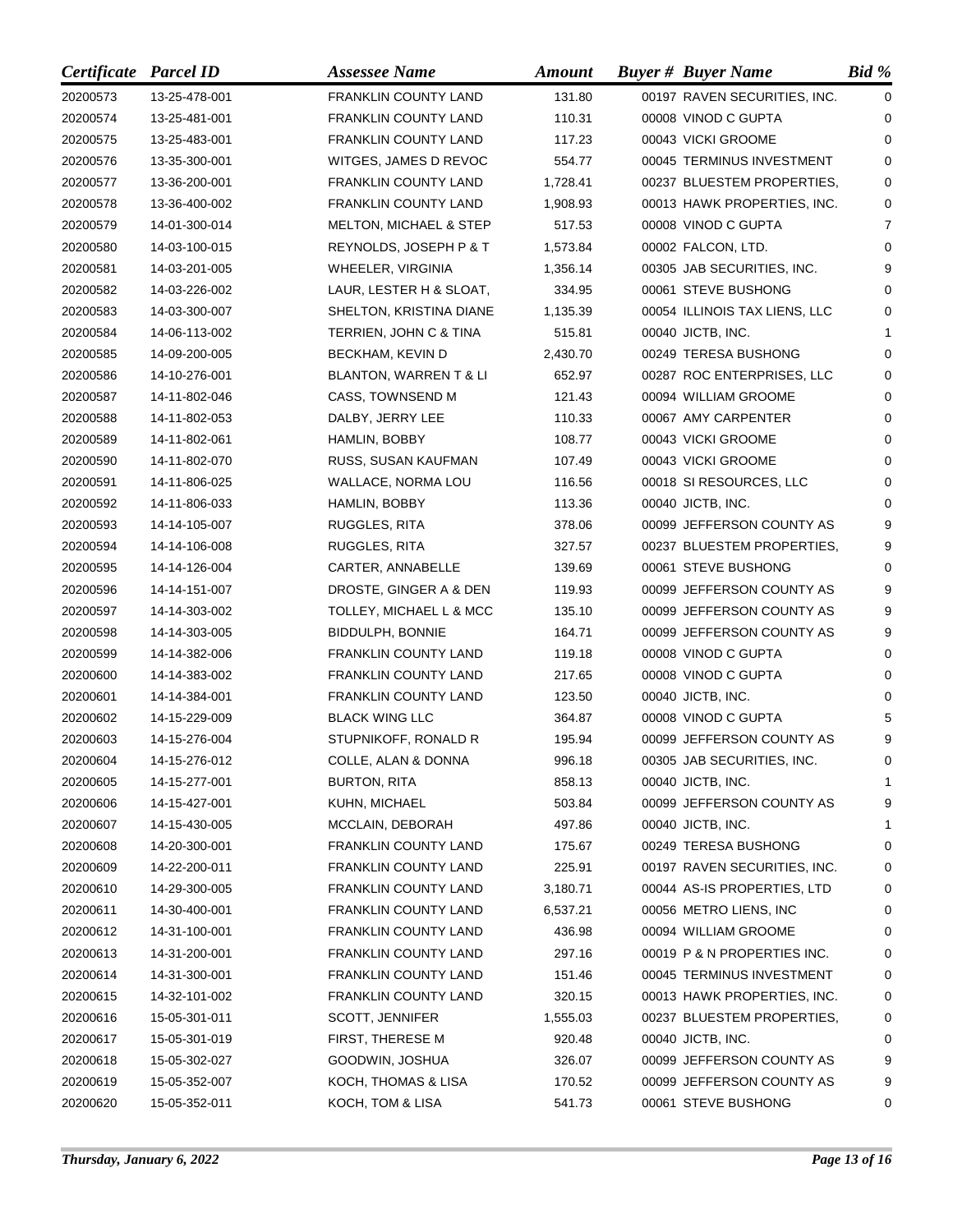| *Certificate* | *Parcel ID* | *Assessee Name* | *Amount* | *Buyer #* | *Buyer Name* | *Bid %* |
|---|---|---|---|---|---|---|
| 20200573 | 13-25-478-001 | FRANKLIN COUNTY LAND | 131.80 | 00197 | RAVEN SECURITIES, INC. | 0 |
| 20200574 | 13-25-481-001 | FRANKLIN COUNTY LAND | 110.31 | 00008 | VINOD C GUPTA | 0 |
| 20200575 | 13-25-483-001 | FRANKLIN COUNTY LAND | 117.23 | 00043 | VICKI GROOME | 0 |
| 20200576 | 13-35-300-001 | WITGES, JAMES D REVOC | 554.77 | 00045 | TERMINUS INVESTMENT | 0 |
| 20200577 | 13-36-200-001 | FRANKLIN COUNTY LAND | 1,728.41 | 00237 | BLUESTEM PROPERTIES, | 0 |
| 20200578 | 13-36-400-002 | FRANKLIN COUNTY LAND | 1,908.93 | 00013 | HAWK PROPERTIES, INC. | 0 |
| 20200579 | 14-01-300-014 | MELTON, MICHAEL & STEP | 517.53 | 00008 | VINOD C GUPTA | 7 |
| 20200580 | 14-03-100-015 | REYNOLDS, JOSEPH P & T | 1,573.84 | 00002 | FALCON, LTD. | 0 |
| 20200581 | 14-03-201-005 | WHEELER, VIRGINIA | 1,356.14 | 00305 | JAB SECURITIES, INC. | 9 |
| 20200582 | 14-03-226-002 | LAUR, LESTER H & SLOAT, | 334.95 | 00061 | STEVE BUSHONG | 0 |
| 20200583 | 14-03-300-007 | SHELTON, KRISTINA DIANE | 1,135.39 | 00054 | ILLINOIS TAX LIENS, LLC | 0 |
| 20200584 | 14-06-113-002 | TERRIEN, JOHN C & TINA | 515.81 | 00040 | JICTB, INC. | 1 |
| 20200585 | 14-09-200-005 | BECKHAM, KEVIN D | 2,430.70 | 00249 | TERESA BUSHONG | 0 |
| 20200586 | 14-10-276-001 | BLANTON, WARREN T & LI | 652.97 | 00287 | ROC ENTERPRISES, LLC | 0 |
| 20200587 | 14-11-802-046 | CASS, TOWNSEND M | 121.43 | 00094 | WILLIAM GROOME | 0 |
| 20200588 | 14-11-802-053 | DALBY, JERRY LEE | 110.33 | 00067 | AMY CARPENTER | 0 |
| 20200589 | 14-11-802-061 | HAMLIN, BOBBY | 108.77 | 00043 | VICKI GROOME | 0 |
| 20200590 | 14-11-802-070 | RUSS, SUSAN KAUFMAN | 107.49 | 00043 | VICKI GROOME | 0 |
| 20200591 | 14-11-806-025 | WALLACE, NORMA LOU | 116.56 | 00018 | SI RESOURCES, LLC | 0 |
| 20200592 | 14-11-806-033 | HAMLIN, BOBBY | 113.36 | 00040 | JICTB, INC. | 0 |
| 20200593 | 14-14-105-007 | RUGGLES, RITA | 378.06 | 00099 | JEFFERSON COUNTY AS | 9 |
| 20200594 | 14-14-106-008 | RUGGLES, RITA | 327.57 | 00237 | BLUESTEM PROPERTIES, | 9 |
| 20200595 | 14-14-126-004 | CARTER, ANNABELLE | 139.69 | 00061 | STEVE BUSHONG | 0 |
| 20200596 | 14-14-151-007 | DROSTE, GINGER A & DEN | 119.93 | 00099 | JEFFERSON COUNTY AS | 9 |
| 20200597 | 14-14-303-002 | TOLLEY, MICHAEL L & MCC | 135.10 | 00099 | JEFFERSON COUNTY AS | 9 |
| 20200598 | 14-14-303-005 | BIDDULPH, BONNIE | 164.71 | 00099 | JEFFERSON COUNTY AS | 9 |
| 20200599 | 14-14-382-006 | FRANKLIN COUNTY LAND | 119.18 | 00008 | VINOD C GUPTA | 0 |
| 20200600 | 14-14-383-002 | FRANKLIN COUNTY LAND | 217.65 | 00008 | VINOD C GUPTA | 0 |
| 20200601 | 14-14-384-001 | FRANKLIN COUNTY LAND | 123.50 | 00040 | JICTB, INC. | 0 |
| 20200602 | 14-15-229-009 | BLACK WING LLC | 364.87 | 00008 | VINOD C GUPTA | 5 |
| 20200603 | 14-15-276-004 | STUPNIKOFF, RONALD R | 195.94 | 00099 | JEFFERSON COUNTY AS | 9 |
| 20200604 | 14-15-276-012 | COLLE, ALAN & DONNA | 996.18 | 00305 | JAB SECURITIES, INC. | 0 |
| 20200605 | 14-15-277-001 | BURTON, RITA | 858.13 | 00040 | JICTB, INC. | 1 |
| 20200606 | 14-15-427-001 | KUHN, MICHAEL | 503.84 | 00099 | JEFFERSON COUNTY AS | 9 |
| 20200607 | 14-15-430-005 | MCCLAIN, DEBORAH | 497.86 | 00040 | JICTB, INC. | 1 |
| 20200608 | 14-20-300-001 | FRANKLIN COUNTY LAND | 175.67 | 00249 | TERESA BUSHONG | 0 |
| 20200609 | 14-22-200-011 | FRANKLIN COUNTY LAND | 225.91 | 00197 | RAVEN SECURITIES, INC. | 0 |
| 20200610 | 14-29-300-005 | FRANKLIN COUNTY LAND | 3,180.71 | 00044 | AS-IS PROPERTIES, LTD | 0 |
| 20200611 | 14-30-400-001 | FRANKLIN COUNTY LAND | 6,537.21 | 00056 | METRO LIENS, INC | 0 |
| 20200612 | 14-31-100-001 | FRANKLIN COUNTY LAND | 436.98 | 00094 | WILLIAM GROOME | 0 |
| 20200613 | 14-31-200-001 | FRANKLIN COUNTY LAND | 297.16 | 00019 | P & N PROPERTIES INC. | 0 |
| 20200614 | 14-31-300-001 | FRANKLIN COUNTY LAND | 151.46 | 00045 | TERMINUS INVESTMENT | 0 |
| 20200615 | 14-32-101-002 | FRANKLIN COUNTY LAND | 320.15 | 00013 | HAWK PROPERTIES, INC. | 0 |
| 20200616 | 15-05-301-011 | SCOTT, JENNIFER | 1,555.03 | 00237 | BLUESTEM PROPERTIES, | 0 |
| 20200617 | 15-05-301-019 | FIRST, THERESE M | 920.48 | 00040 | JICTB, INC. | 0 |
| 20200618 | 15-05-302-027 | GOODWIN, JOSHUA | 326.07 | 00099 | JEFFERSON COUNTY AS | 9 |
| 20200619 | 15-05-352-007 | KOCH, THOMAS & LISA | 170.52 | 00099 | JEFFERSON COUNTY AS | 9 |
| 20200620 | 15-05-352-011 | KOCH, TOM & LISA | 541.73 | 00061 | STEVE BUSHONG | 0 |

*Thursday, January 6, 2022*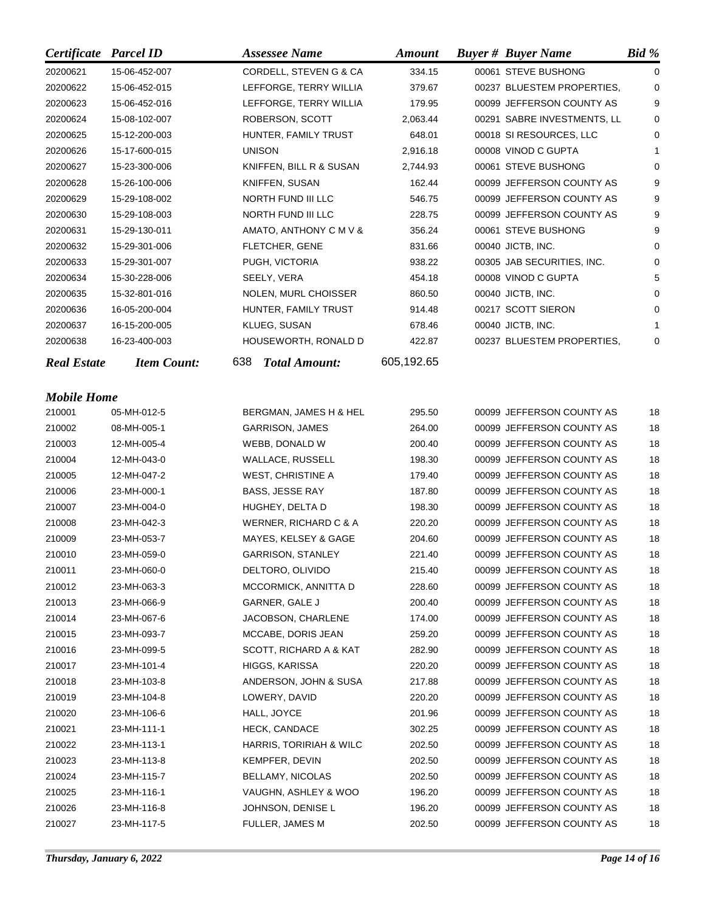| Certificate | Parcel ID | Assessee Name | Amount | Buyer # | Buyer Name | Bid % |
|---|---|---|---|---|---|---|
| 20200621 | 15-06-452-007 | CORDELL, STEVEN G & CA | 334.15 | 00061 | STEVE BUSHONG | 0 |
| 20200622 | 15-06-452-015 | LEFFORGE, TERRY WILLIA | 379.67 | 00237 | BLUESTEM PROPERTIES, | 0 |
| 20200623 | 15-06-452-016 | LEFFORGE, TERRY WILLIA | 179.95 | 00099 | JEFFERSON COUNTY AS | 9 |
| 20200624 | 15-08-102-007 | ROBERSON, SCOTT | 2,063.44 | 00291 | SABRE INVESTMENTS, LL | 0 |
| 20200625 | 15-12-200-003 | HUNTER, FAMILY TRUST | 648.01 | 00018 | SI RESOURCES, LLC | 0 |
| 20200626 | 15-17-600-015 | UNISON | 2,916.18 | 00008 | VINOD C GUPTA | 1 |
| 20200627 | 15-23-300-006 | KNIFFEN, BILL R & SUSAN | 2,744.93 | 00061 | STEVE BUSHONG | 0 |
| 20200628 | 15-26-100-006 | KNIFFEN, SUSAN | 162.44 | 00099 | JEFFERSON COUNTY AS | 9 |
| 20200629 | 15-29-108-002 | NORTH FUND III LLC | 546.75 | 00099 | JEFFERSON COUNTY AS | 9 |
| 20200630 | 15-29-108-003 | NORTH FUND III LLC | 228.75 | 00099 | JEFFERSON COUNTY AS | 9 |
| 20200631 | 15-29-130-011 | AMATO, ANTHONY C M V & | 356.24 | 00061 | STEVE BUSHONG | 9 |
| 20200632 | 15-29-301-006 | FLETCHER, GENE | 831.66 | 00040 | JICTB, INC. | 0 |
| 20200633 | 15-29-301-007 | PUGH, VICTORIA | 938.22 | 00305 | JAB SECURITIES, INC. | 0 |
| 20200634 | 15-30-228-006 | SEELY, VERA | 454.18 | 00008 | VINOD C GUPTA | 5 |
| 20200635 | 15-32-801-016 | NOLEN, MURL CHOISSER | 860.50 | 00040 | JICTB, INC. | 0 |
| 20200636 | 16-05-200-004 | HUNTER, FAMILY TRUST | 914.48 | 00217 | SCOTT SIERON | 0 |
| 20200637 | 16-15-200-005 | KLUEG, SUSAN | 678.46 | 00040 | JICTB, INC. | 1 |
| 20200638 | 16-23-400-003 | HOUSEWORTH, RONALD D | 422.87 | 00237 | BLUESTEM PROPERTIES, | 0 |
| ***Real Estate*** | ***Item Count:*** | 638 ***Total Amount:*** | 605,192.65 | | | |

***Mobile Home***

| Certificate | Parcel ID | Assessee Name | Amount | Buyer # | Buyer Name | Bid % |
|---|---|---|---|---|---|---|
| 210001 | 05-MH-012-5 | BERGMAN, JAMES H & HEL | 295.50 | 00099 | JEFFERSON COUNTY AS | 18 |
| 210002 | 08-MH-005-1 | GARRISON, JAMES | 264.00 | 00099 | JEFFERSON COUNTY AS | 18 |
| 210003 | 12-MH-005-4 | WEBB, DONALD W | 200.40 | 00099 | JEFFERSON COUNTY AS | 18 |
| 210004 | 12-MH-043-0 | WALLACE, RUSSELL | 198.30 | 00099 | JEFFERSON COUNTY AS | 18 |
| 210005 | 12-MH-047-2 | WEST, CHRISTINE A | 179.40 | 00099 | JEFFERSON COUNTY AS | 18 |
| 210006 | 23-MH-000-1 | BASS, JESSE RAY | 187.80 | 00099 | JEFFERSON COUNTY AS | 18 |
| 210007 | 23-MH-004-0 | HUGHEY, DELTA D | 198.30 | 00099 | JEFFERSON COUNTY AS | 18 |
| 210008 | 23-MH-042-3 | WERNER, RICHARD C & A | 220.20 | 00099 | JEFFERSON COUNTY AS | 18 |
| 210009 | 23-MH-053-7 | MAYES, KELSEY & GAGE | 204.60 | 00099 | JEFFERSON COUNTY AS | 18 |
| 210010 | 23-MH-059-0 | GARRISON, STANLEY | 221.40 | 00099 | JEFFERSON COUNTY AS | 18 |
| 210011 | 23-MH-060-0 | DELTORO, OLIVIDO | 215.40 | 00099 | JEFFERSON COUNTY AS | 18 |
| 210012 | 23-MH-063-3 | MCCORMICK, ANNITTA D | 228.60 | 00099 | JEFFERSON COUNTY AS | 18 |
| 210013 | 23-MH-066-9 | GARNER, GALE J | 200.40 | 00099 | JEFFERSON COUNTY AS | 18 |
| 210014 | 23-MH-067-6 | JACOBSON, CHARLENE | 174.00 | 00099 | JEFFERSON COUNTY AS | 18 |
| 210015 | 23-MH-093-7 | MCCABE, DORIS JEAN | 259.20 | 00099 | JEFFERSON COUNTY AS | 18 |
| 210016 | 23-MH-099-5 | SCOTT, RICHARD A & KAT | 282.90 | 00099 | JEFFERSON COUNTY AS | 18 |
| 210017 | 23-MH-101-4 | HIGGS, KARISSA | 220.20 | 00099 | JEFFERSON COUNTY AS | 18 |
| 210018 | 23-MH-103-8 | ANDERSON, JOHN & SUSA | 217.88 | 00099 | JEFFERSON COUNTY AS | 18 |
| 210019 | 23-MH-104-8 | LOWERY, DAVID | 220.20 | 00099 | JEFFERSON COUNTY AS | 18 |
| 210020 | 23-MH-106-6 | HALL, JOYCE | 201.96 | 00099 | JEFFERSON COUNTY AS | 18 |
| 210021 | 23-MH-111-1 | HECK, CANDACE | 302.25 | 00099 | JEFFERSON COUNTY AS | 18 |
| 210022 | 23-MH-113-1 | HARRIS, TORIRIAH & WILC | 202.50 | 00099 | JEFFERSON COUNTY AS | 18 |
| 210023 | 23-MH-113-8 | KEMPFER, DEVIN | 202.50 | 00099 | JEFFERSON COUNTY AS | 18 |
| 210024 | 23-MH-115-7 | BELLAMY, NICOLAS | 202.50 | 00099 | JEFFERSON COUNTY AS | 18 |
| 210025 | 23-MH-116-1 | VAUGHN, ASHLEY & WOO | 196.20 | 00099 | JEFFERSON COUNTY AS | 18 |
| 210026 | 23-MH-116-8 | JOHNSON, DENISE L | 196.20 | 00099 | JEFFERSON COUNTY AS | 18 |
| 210027 | 23-MH-117-5 | FULLER, JAMES M | 202.50 | 00099 | JEFFERSON COUNTY AS | 18 |

*Thursday, January 6, 2022*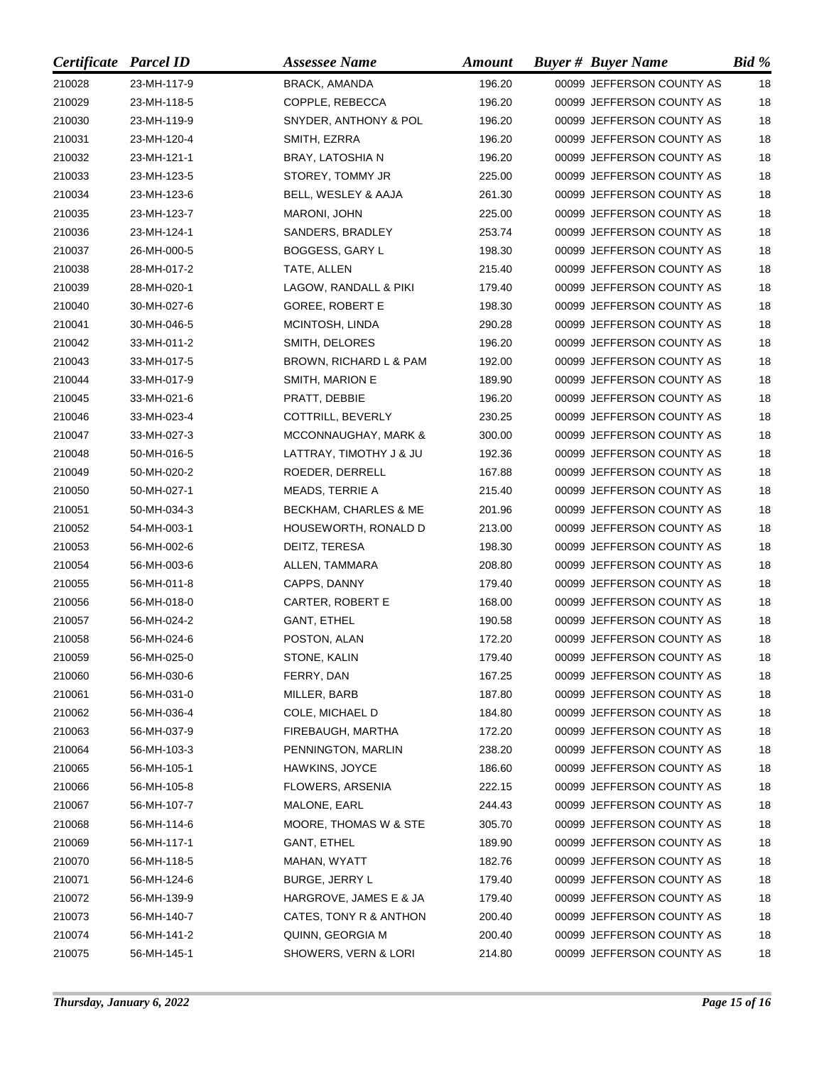| *Certificate* | *Parcel ID* | *Assessee Name* | *Amount* | *Buyer #* | *Buyer Name* | *Bid %* |
|---|---|---|---|---|---|---|
| 210028 | 23-MH-117-9 | BRACK, AMANDA | 196.20 | 00099 | JEFFERSON COUNTY AS | 18 |
| 210029 | 23-MH-118-5 | COPPLE, REBECCA | 196.20 | 00099 | JEFFERSON COUNTY AS | 18 |
| 210030 | 23-MH-119-9 | SNYDER, ANTHONY & POL | 196.20 | 00099 | JEFFERSON COUNTY AS | 18 |
| 210031 | 23-MH-120-4 | SMITH, EZRRA | 196.20 | 00099 | JEFFERSON COUNTY AS | 18 |
| 210032 | 23-MH-121-1 | BRAY, LATOSHIA N | 196.20 | 00099 | JEFFERSON COUNTY AS | 18 |
| 210033 | 23-MH-123-5 | STOREY, TOMMY JR | 225.00 | 00099 | JEFFERSON COUNTY AS | 18 |
| 210034 | 23-MH-123-6 | BELL, WESLEY & AAJA | 261.30 | 00099 | JEFFERSON COUNTY AS | 18 |
| 210035 | 23-MH-123-7 | MARONI, JOHN | 225.00 | 00099 | JEFFERSON COUNTY AS | 18 |
| 210036 | 23-MH-124-1 | SANDERS, BRADLEY | 253.74 | 00099 | JEFFERSON COUNTY AS | 18 |
| 210037 | 26-MH-000-5 | BOGGESS, GARY L | 198.30 | 00099 | JEFFERSON COUNTY AS | 18 |
| 210038 | 28-MH-017-2 | TATE, ALLEN | 215.40 | 00099 | JEFFERSON COUNTY AS | 18 |
| 210039 | 28-MH-020-1 | LAGOW, RANDALL & PIKI | 179.40 | 00099 | JEFFERSON COUNTY AS | 18 |
| 210040 | 30-MH-027-6 | GOREE, ROBERT E | 198.30 | 00099 | JEFFERSON COUNTY AS | 18 |
| 210041 | 30-MH-046-5 | MCINTOSH, LINDA | 290.28 | 00099 | JEFFERSON COUNTY AS | 18 |
| 210042 | 33-MH-011-2 | SMITH, DELORES | 196.20 | 00099 | JEFFERSON COUNTY AS | 18 |
| 210043 | 33-MH-017-5 | BROWN, RICHARD L & PAM | 192.00 | 00099 | JEFFERSON COUNTY AS | 18 |
| 210044 | 33-MH-017-9 | SMITH, MARION E | 189.90 | 00099 | JEFFERSON COUNTY AS | 18 |
| 210045 | 33-MH-021-6 | PRATT, DEBBIE | 196.20 | 00099 | JEFFERSON COUNTY AS | 18 |
| 210046 | 33-MH-023-4 | COTTRILL, BEVERLY | 230.25 | 00099 | JEFFERSON COUNTY AS | 18 |
| 210047 | 33-MH-027-3 | MCCONNAUGHAY, MARK & | 300.00 | 00099 | JEFFERSON COUNTY AS | 18 |
| 210048 | 50-MH-016-5 | LATTRAY, TIMOTHY J & JU | 192.36 | 00099 | JEFFERSON COUNTY AS | 18 |
| 210049 | 50-MH-020-2 | ROEDER, DERRELL | 167.88 | 00099 | JEFFERSON COUNTY AS | 18 |
| 210050 | 50-MH-027-1 | MEADS, TERRIE A | 215.40 | 00099 | JEFFERSON COUNTY AS | 18 |
| 210051 | 50-MH-034-3 | BECKHAM, CHARLES & ME | 201.96 | 00099 | JEFFERSON COUNTY AS | 18 |
| 210052 | 54-MH-003-1 | HOUSEWORTH, RONALD D | 213.00 | 00099 | JEFFERSON COUNTY AS | 18 |
| 210053 | 56-MH-002-6 | DEITZ, TERESA | 198.30 | 00099 | JEFFERSON COUNTY AS | 18 |
| 210054 | 56-MH-003-6 | ALLEN, TAMMARA | 208.80 | 00099 | JEFFERSON COUNTY AS | 18 |
| 210055 | 56-MH-011-8 | CAPPS, DANNY | 179.40 | 00099 | JEFFERSON COUNTY AS | 18 |
| 210056 | 56-MH-018-0 | CARTER, ROBERT E | 168.00 | 00099 | JEFFERSON COUNTY AS | 18 |
| 210057 | 56-MH-024-2 | GANT, ETHEL | 190.58 | 00099 | JEFFERSON COUNTY AS | 18 |
| 210058 | 56-MH-024-6 | POSTON, ALAN | 172.20 | 00099 | JEFFERSON COUNTY AS | 18 |
| 210059 | 56-MH-025-0 | STONE, KALIN | 179.40 | 00099 | JEFFERSON COUNTY AS | 18 |
| 210060 | 56-MH-030-6 | FERRY, DAN | 167.25 | 00099 | JEFFERSON COUNTY AS | 18 |
| 210061 | 56-MH-031-0 | MILLER, BARB | 187.80 | 00099 | JEFFERSON COUNTY AS | 18 |
| 210062 | 56-MH-036-4 | COLE, MICHAEL D | 184.80 | 00099 | JEFFERSON COUNTY AS | 18 |
| 210063 | 56-MH-037-9 | FIREBAUGH, MARTHA | 172.20 | 00099 | JEFFERSON COUNTY AS | 18 |
| 210064 | 56-MH-103-3 | PENNINGTON, MARLIN | 238.20 | 00099 | JEFFERSON COUNTY AS | 18 |
| 210065 | 56-MH-105-1 | HAWKINS, JOYCE | 186.60 | 00099 | JEFFERSON COUNTY AS | 18 |
| 210066 | 56-MH-105-8 | FLOWERS, ARSENIA | 222.15 | 00099 | JEFFERSON COUNTY AS | 18 |
| 210067 | 56-MH-107-7 | MALONE, EARL | 244.43 | 00099 | JEFFERSON COUNTY AS | 18 |
| 210068 | 56-MH-114-6 | MOORE, THOMAS W & STE | 305.70 | 00099 | JEFFERSON COUNTY AS | 18 |
| 210069 | 56-MH-117-1 | GANT, ETHEL | 189.90 | 00099 | JEFFERSON COUNTY AS | 18 |
| 210070 | 56-MH-118-5 | MAHAN, WYATT | 182.76 | 00099 | JEFFERSON COUNTY AS | 18 |
| 210071 | 56-MH-124-6 | BURGE, JERRY L | 179.40 | 00099 | JEFFERSON COUNTY AS | 18 |
| 210072 | 56-MH-139-9 | HARGROVE, JAMES E & JA | 179.40 | 00099 | JEFFERSON COUNTY AS | 18 |
| 210073 | 56-MH-140-7 | CATES, TONY R & ANTHON | 200.40 | 00099 | JEFFERSON COUNTY AS | 18 |
| 210074 | 56-MH-141-2 | QUINN, GEORGIA M | 200.40 | 00099 | JEFFERSON COUNTY AS | 18 |
| 210075 | 56-MH-145-1 | SHOWERS, VERN & LORI | 214.80 | 00099 | JEFFERSON COUNTY AS | 18 |

*Thursday, January 6, 2022*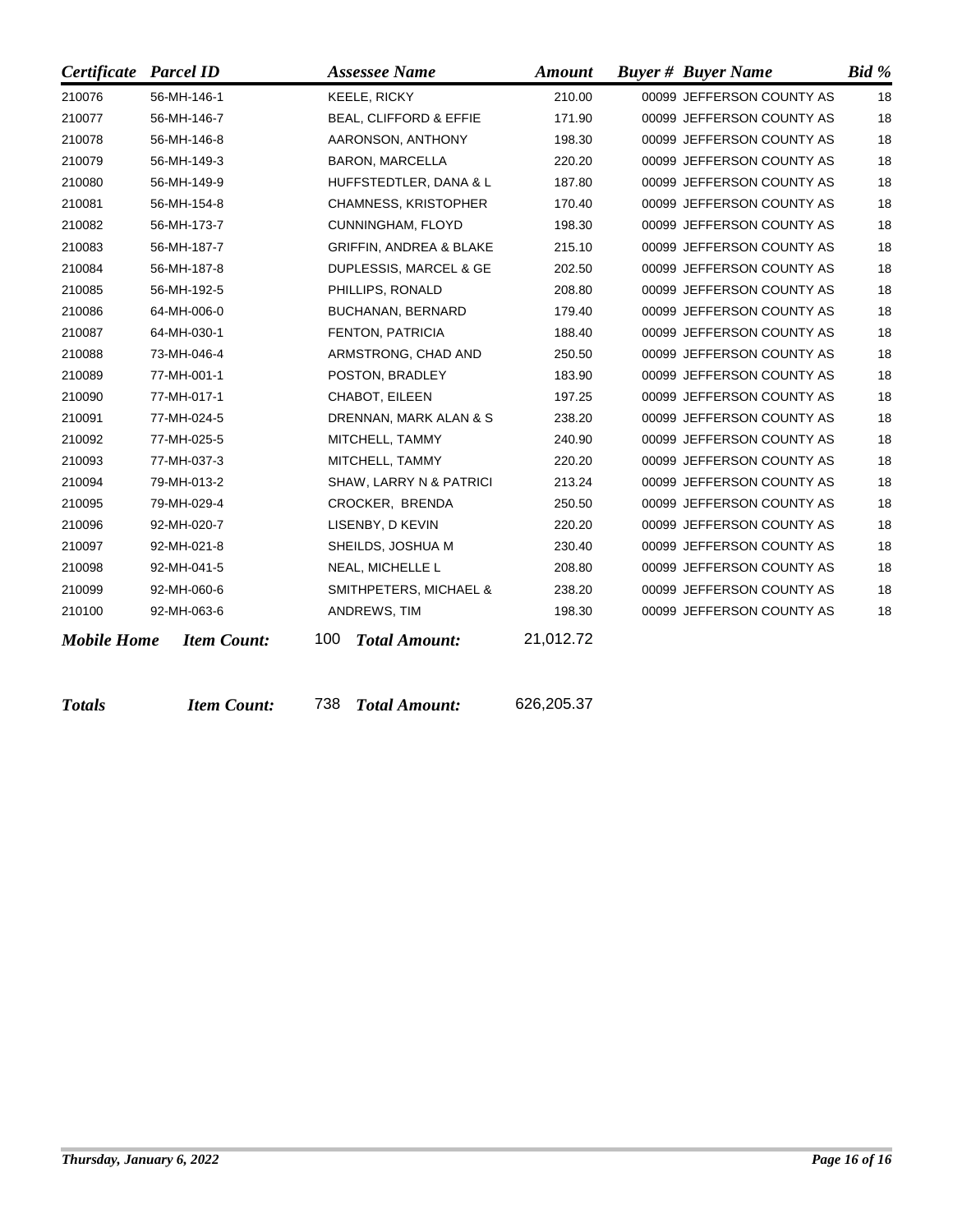| Certificate | Parcel ID | Assessee Name | Amount | Buyer # | Buyer Name | Bid % |
|---|---|---|---|---|---|---|
| 210076 | 56-MH-146-1 | KEELE, RICKY | 210.00 | 00099 | JEFFERSON COUNTY AS | 18 |
| 210077 | 56-MH-146-7 | BEAL, CLIFFORD & EFFIE | 171.90 | 00099 | JEFFERSON COUNTY AS | 18 |
| 210078 | 56-MH-146-8 | AARONSON, ANTHONY | 198.30 | 00099 | JEFFERSON COUNTY AS | 18 |
| 210079 | 56-MH-149-3 | BARON, MARCELLA | 220.20 | 00099 | JEFFERSON COUNTY AS | 18 |
| 210080 | 56-MH-149-9 | HUFFSTEDTLER, DANA & L | 187.80 | 00099 | JEFFERSON COUNTY AS | 18 |
| 210081 | 56-MH-154-8 | CHAMNESS, KRISTOPHER | 170.40 | 00099 | JEFFERSON COUNTY AS | 18 |
| 210082 | 56-MH-173-7 | CUNNINGHAM, FLOYD | 198.30 | 00099 | JEFFERSON COUNTY AS | 18 |
| 210083 | 56-MH-187-7 | GRIFFIN, ANDREA & BLAKE | 215.10 | 00099 | JEFFERSON COUNTY AS | 18 |
| 210084 | 56-MH-187-8 | DUPLESSIS, MARCEL & GE | 202.50 | 00099 | JEFFERSON COUNTY AS | 18 |
| 210085 | 56-MH-192-5 | PHILLIPS, RONALD | 208.80 | 00099 | JEFFERSON COUNTY AS | 18 |
| 210086 | 64-MH-006-0 | BUCHANAN, BERNARD | 179.40 | 00099 | JEFFERSON COUNTY AS | 18 |
| 210087 | 64-MH-030-1 | FENTON, PATRICIA | 188.40 | 00099 | JEFFERSON COUNTY AS | 18 |
| 210088 | 73-MH-046-4 | ARMSTRONG, CHAD AND | 250.50 | 00099 | JEFFERSON COUNTY AS | 18 |
| 210089 | 77-MH-001-1 | POSTON, BRADLEY | 183.90 | 00099 | JEFFERSON COUNTY AS | 18 |
| 210090 | 77-MH-017-1 | CHABOT, EILEEN | 197.25 | 00099 | JEFFERSON COUNTY AS | 18 |
| 210091 | 77-MH-024-5 | DRENNAN, MARK ALAN & S | 238.20 | 00099 | JEFFERSON COUNTY AS | 18 |
| 210092 | 77-MH-025-5 | MITCHELL, TAMMY | 240.90 | 00099 | JEFFERSON COUNTY AS | 18 |
| 210093 | 77-MH-037-3 | MITCHELL, TAMMY | 220.20 | 00099 | JEFFERSON COUNTY AS | 18 |
| 210094 | 79-MH-013-2 | SHAW, LARRY N & PATRICI | 213.24 | 00099 | JEFFERSON COUNTY AS | 18 |
| 210095 | 79-MH-029-4 | CROCKER, BRENDA | 250.50 | 00099 | JEFFERSON COUNTY AS | 18 |
| 210096 | 92-MH-020-7 | LISENBY, D KEVIN | 220.20 | 00099 | JEFFERSON COUNTY AS | 18 |
| 210097 | 92-MH-021-8 | SHEILDS, JOSHUA M | 230.40 | 00099 | JEFFERSON COUNTY AS | 18 |
| 210098 | 92-MH-041-5 | NEAL, MICHELLE L | 208.80 | 00099 | JEFFERSON COUNTY AS | 18 |
| 210099 | 92-MH-060-6 | SMITHPETERS, MICHAEL & | 238.20 | 00099 | JEFFERSON COUNTY AS | 18 |
| 210100 | 92-MH-063-6 | ANDREWS, TIM | 198.30 | 00099 | JEFFERSON COUNTY AS | 18 |

***Mobile Home*** ***Item Count:*** 100 ***Total Amount:*** 21,012.72

***Totals*** ***Item Count:*** 738 ***Total Amount:*** 626,205.37

*Thursday, January 6, 2022*